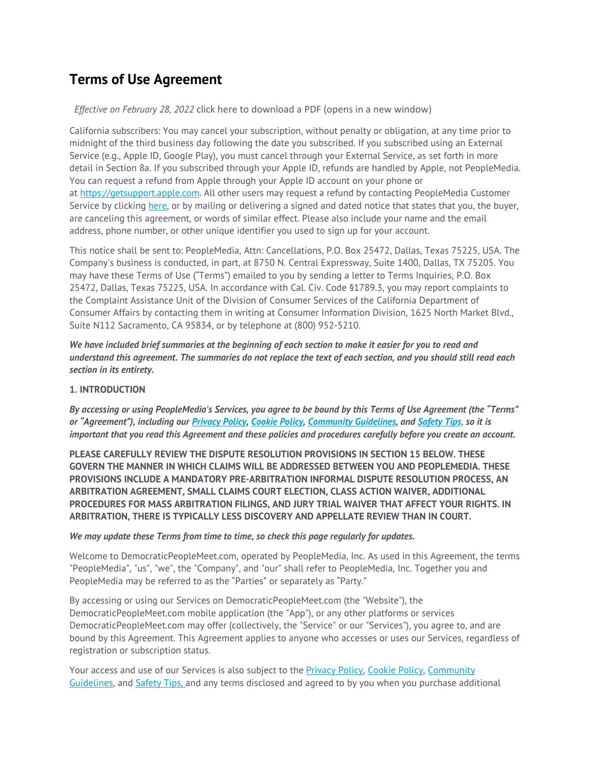# Terms of Use Agreement

*Effective on February 28, 2022* click here to download a PDF (opens in a new window)

California subscribers: You may cancel your subscription, without penalty or obligation, at any time prior to midnight of the third business day following the date you subscribed. If you subscribed using an External Service (e.g., Apple ID, Google Play), you must cancel through your External Service, as set forth in more detail in Section 8a. If you subscribed through your Apple ID, refunds are handled by Apple, not PeopleMedia. You can request a refund from Apple through your Apple ID account on your phone or at https://getsupport.apple.com. All other users may request a refund by contacting PeopleMedia Customer Service by clicking here, or by mailing or delivering a signed and dated notice that states that you, the buyer, are canceling this agreement, or words of similar effect. Please also include your name and the email address, phone number, or other unique identifier you used to sign up for your account.

This notice shall be sent to: PeopleMedia, Attn: Cancellations, P.O. Box 25472, Dallas, Texas 75225, USA. The Company's business is conducted, in part, at 8750 N. Central Expressway, Suite 1400, Dallas, TX 75205. You may have these Terms of Use ("Terms") emailed to you by sending a letter to Terms Inquiries, P.O. Box 25472, Dallas, Texas 75225, USA. In accordance with Cal. Civ. Code §1789.3, you may report complaints to the Complaint Assistance Unit of the Division of Consumer Services of the California Department of Consumer Affairs by contacting them in writing at Consumer Information Division, 1625 North Market Blvd., Suite N112 Sacramento, CA 95834, or by telephone at (800) 952-5210.

***We have included brief summaries at the beginning of each section to make it easier for you to read and understand this agreement. The summaries do not replace the text of each section, and you should still read each section in its entirety.***

**1. INTRODUCTION**

***By accessing or using PeopleMedia's Services, you agree to be bound by this Terms of Use Agreement (the "Terms" or "Agreement"), including our Privacy Policy, Cookie Policy, Community Guidelines, and Safety Tips, so it is important that you read this Agreement and these policies and procedures carefully before you create an account.***

**PLEASE CAREFULLY REVIEW THE DISPUTE RESOLUTION PROVISIONS IN SECTION 15 BELOW. THESE GOVERN THE MANNER IN WHICH CLAIMS WILL BE ADDRESSED BETWEEN YOU AND PEOPLEMEDIA. THESE PROVISIONS INCLUDE A MANDATORY PRE-ARBITRATION INFORMAL DISPUTE RESOLUTION PROCESS, AN ARBITRATION AGREEMENT, SMALL CLAIMS COURT ELECTION, CLASS ACTION WAIVER, ADDITIONAL PROCEDURES FOR MASS ARBITRATION FILINGS, AND JURY TRIAL WAIVER THAT AFFECT YOUR RIGHTS. IN ARBITRATION, THERE IS TYPICALLY LESS DISCOVERY AND APPELLATE REVIEW THAN IN COURT.**

***We may update these Terms from time to time, so check this page regularly for updates.***

Welcome to DemocraticPeopleMeet.com, operated by PeopleMedia, Inc. As used in this Agreement, the terms "PeopleMedia", "us", "we", the "Company", and "our" shall refer to PeopleMedia, Inc. Together you and PeopleMedia may be referred to as the "Parties" or separately as "Party."

By accessing or using our Services on DemocraticPeopleMeet.com (the "Website"), the DemocraticPeopleMeet.com mobile application (the "App"), or any other platforms or services DemocraticPeopleMeet.com may offer (collectively, the "Service" or our "Services"), you agree to, and are bound by this Agreement. This Agreement applies to anyone who accesses or uses our Services, regardless of registration or subscription status.

Your access and use of our Services is also subject to the Privacy Policy, Cookie Policy, Community Guidelines, and Safety Tips, and any terms disclosed and agreed to by you when you purchase additional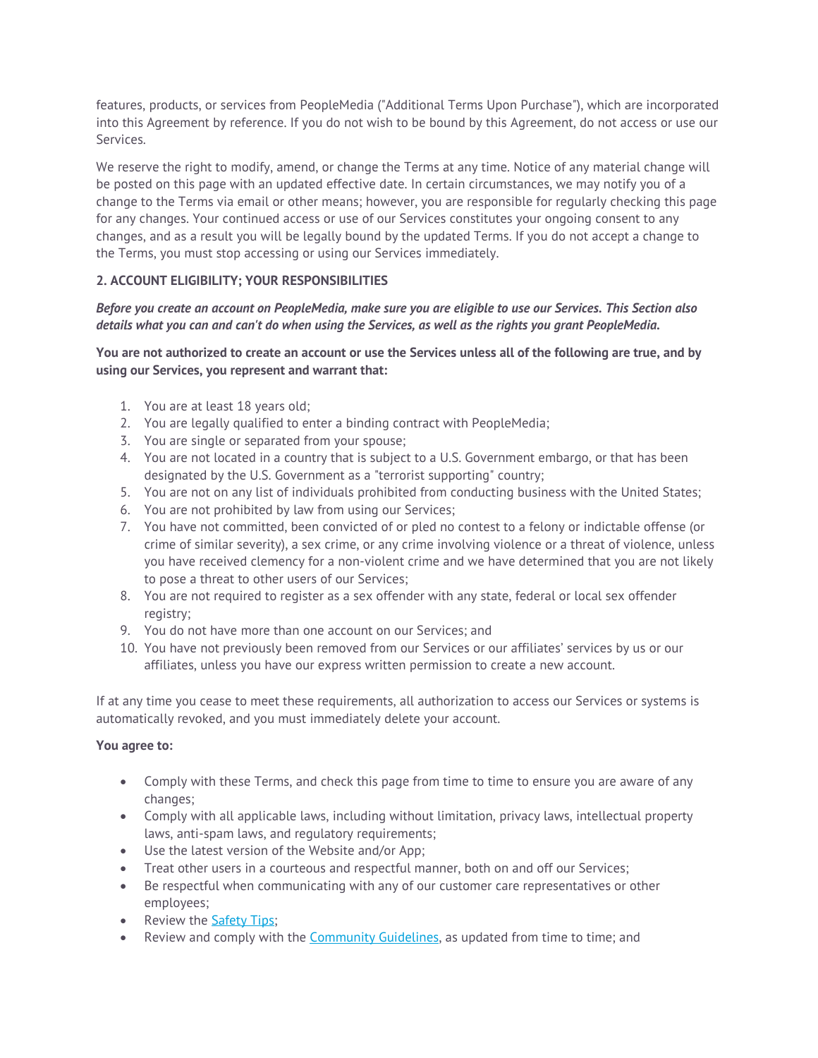features, products, or services from PeopleMedia ("Additional Terms Upon Purchase"), which are incorporated into this Agreement by reference. If you do not wish to be bound by this Agreement, do not access or use our Services.

We reserve the right to modify, amend, or change the Terms at any time. Notice of any material change will be posted on this page with an updated effective date. In certain circumstances, we may notify you of a change to the Terms via email or other means; however, you are responsible for regularly checking this page for any changes. Your continued access or use of our Services constitutes your ongoing consent to any changes, and as a result you will be legally bound by the updated Terms. If you do not accept a change to the Terms, you must stop accessing or using our Services immediately.

**2. ACCOUNT ELIGIBILITY; YOUR RESPONSIBILITIES**

***Before you create an account on PeopleMedia, make sure you are eligible to use our Services. This Section also details what you can and can't do when using the Services, as well as the rights you grant PeopleMedia.***

**You are not authorized to create an account or use the Services unless all of the following are true, and by using our Services, you represent and warrant that:**

1. You are at least 18 years old;
2. You are legally qualified to enter a binding contract with PeopleMedia;
3. You are single or separated from your spouse;
4. You are not located in a country that is subject to a U.S. Government embargo, or that has been designated by the U.S. Government as a "terrorist supporting" country;
5. You are not on any list of individuals prohibited from conducting business with the United States;
6. You are not prohibited by law from using our Services;
7. You have not committed, been convicted of or pled no contest to a felony or indictable offense (or crime of similar severity), a sex crime, or any crime involving violence or a threat of violence, unless you have received clemency for a non-violent crime and we have determined that you are not likely to pose a threat to other users of our Services;
8. You are not required to register as a sex offender with any state, federal or local sex offender registry;
9. You do not have more than one account on our Services; and
10. You have not previously been removed from our Services or our affiliates' services by us or our affiliates, unless you have our express written permission to create a new account.

If at any time you cease to meet these requirements, all authorization to access our Services or systems is automatically revoked, and you must immediately delete your account.

**You agree to:**

- Comply with these Terms, and check this page from time to time to ensure you are aware of any changes;
- Comply with all applicable laws, including without limitation, privacy laws, intellectual property laws, anti-spam laws, and regulatory requirements;
- Use the latest version of the Website and/or App;
- Treat other users in a courteous and respectful manner, both on and off our Services;
- Be respectful when communicating with any of our customer care representatives or other employees;
- Review the [Safety Tips];
- Review and comply with the [Community Guidelines], as updated from time to time; and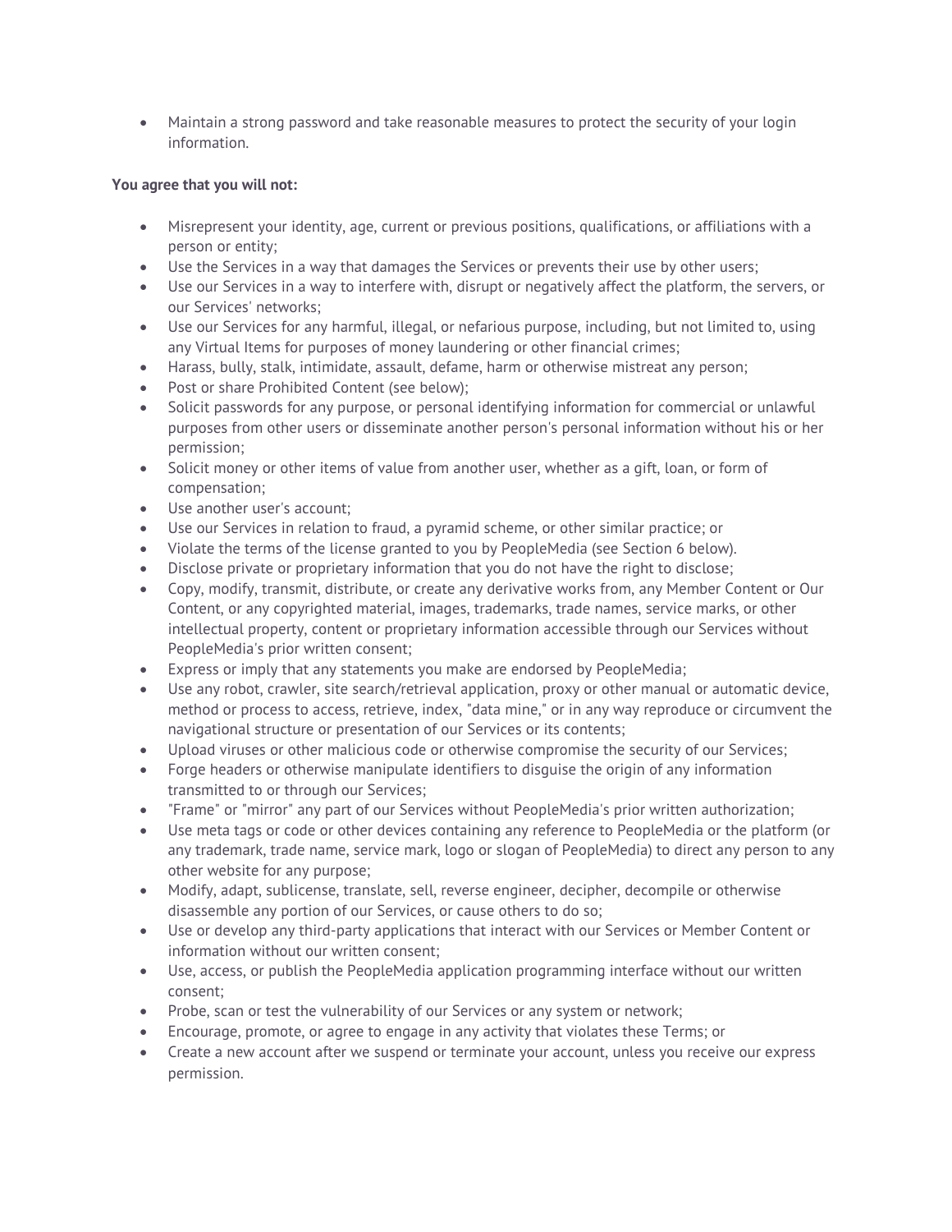- Maintain a strong password and take reasonable measures to protect the security of your login information.

**You agree that you will not:**

- Misrepresent your identity, age, current or previous positions, qualifications, or affiliations with a person or entity;
- Use the Services in a way that damages the Services or prevents their use by other users;
- Use our Services in a way to interfere with, disrupt or negatively affect the platform, the servers, or our Services' networks;
- Use our Services for any harmful, illegal, or nefarious purpose, including, but not limited to, using any Virtual Items for purposes of money laundering or other financial crimes;
- Harass, bully, stalk, intimidate, assault, defame, harm or otherwise mistreat any person;
- Post or share Prohibited Content (see below);
- Solicit passwords for any purpose, or personal identifying information for commercial or unlawful purposes from other users or disseminate another person's personal information without his or her permission;
- Solicit money or other items of value from another user, whether as a gift, loan, or form of compensation;
- Use another user's account;
- Use our Services in relation to fraud, a pyramid scheme, or other similar practice; or
- Violate the terms of the license granted to you by PeopleMedia (see Section 6 below).
- Disclose private or proprietary information that you do not have the right to disclose;
- Copy, modify, transmit, distribute, or create any derivative works from, any Member Content or Our Content, or any copyrighted material, images, trademarks, trade names, service marks, or other intellectual property, content or proprietary information accessible through our Services without PeopleMedia's prior written consent;
- Express or imply that any statements you make are endorsed by PeopleMedia;
- Use any robot, crawler, site search/retrieval application, proxy or other manual or automatic device, method or process to access, retrieve, index, "data mine," or in any way reproduce or circumvent the navigational structure or presentation of our Services or its contents;
- Upload viruses or other malicious code or otherwise compromise the security of our Services;
- Forge headers or otherwise manipulate identifiers to disguise the origin of any information transmitted to or through our Services;
- "Frame" or "mirror" any part of our Services without PeopleMedia's prior written authorization;
- Use meta tags or code or other devices containing any reference to PeopleMedia or the platform (or any trademark, trade name, service mark, logo or slogan of PeopleMedia) to direct any person to any other website for any purpose;
- Modify, adapt, sublicense, translate, sell, reverse engineer, decipher, decompile or otherwise disassemble any portion of our Services, or cause others to do so;
- Use or develop any third-party applications that interact with our Services or Member Content or information without our written consent;
- Use, access, or publish the PeopleMedia application programming interface without our written consent;
- Probe, scan or test the vulnerability of our Services or any system or network;
- Encourage, promote, or agree to engage in any activity that violates these Terms; or
- Create a new account after we suspend or terminate your account, unless you receive our express permission.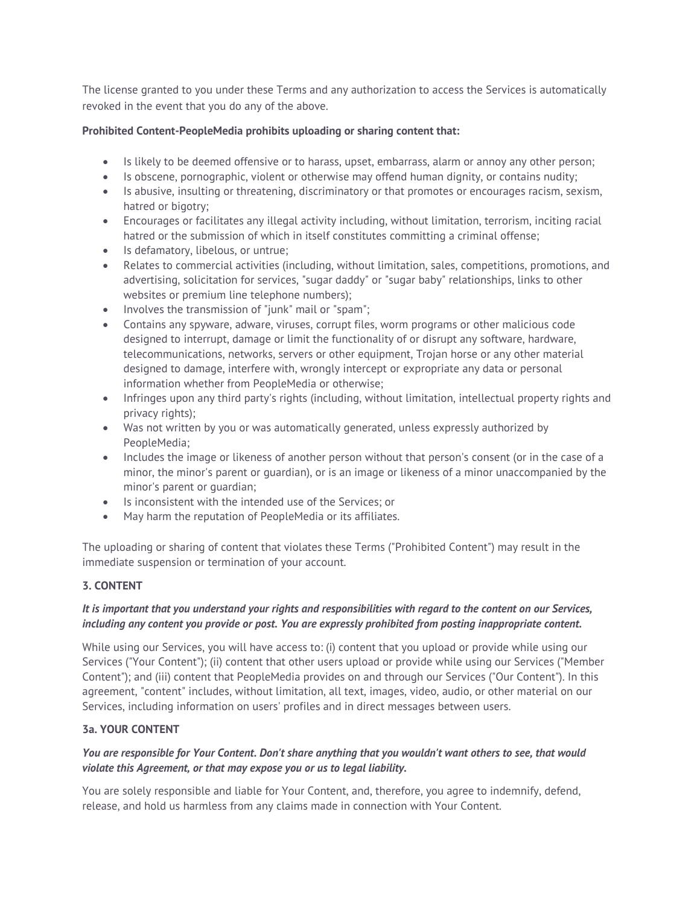The license granted to you under these Terms and any authorization to access the Services is automatically revoked in the event that you do any of the above.

**Prohibited Content-PeopleMedia prohibits uploading or sharing content that:**

- Is likely to be deemed offensive or to harass, upset, embarrass, alarm or annoy any other person;
- Is obscene, pornographic, violent or otherwise may offend human dignity, or contains nudity;
- Is abusive, insulting or threatening, discriminatory or that promotes or encourages racism, sexism, hatred or bigotry;
- Encourages or facilitates any illegal activity including, without limitation, terrorism, inciting racial hatred or the submission of which in itself constitutes committing a criminal offense;
- Is defamatory, libelous, or untrue;
- Relates to commercial activities (including, without limitation, sales, competitions, promotions, and advertising, solicitation for services, "sugar daddy" or "sugar baby" relationships, links to other websites or premium line telephone numbers);
- Involves the transmission of "junk" mail or "spam";
- Contains any spyware, adware, viruses, corrupt files, worm programs or other malicious code designed to interrupt, damage or limit the functionality of or disrupt any software, hardware, telecommunications, networks, servers or other equipment, Trojan horse or any other material designed to damage, interfere with, wrongly intercept or expropriate any data or personal information whether from PeopleMedia or otherwise;
- Infringes upon any third party's rights (including, without limitation, intellectual property rights and privacy rights);
- Was not written by you or was automatically generated, unless expressly authorized by PeopleMedia;
- Includes the image or likeness of another person without that person's consent (or in the case of a minor, the minor's parent or guardian), or is an image or likeness of a minor unaccompanied by the minor's parent or guardian;
- Is inconsistent with the intended use of the Services; or
- May harm the reputation of PeopleMedia or its affiliates.

The uploading or sharing of content that violates these Terms ("Prohibited Content") may result in the immediate suspension or termination of your account.

### 3. CONTENT

***It is important that you understand your rights and responsibilities with regard to the content on our Services, including any content you provide or post. You are expressly prohibited from posting inappropriate content.***

While using our Services, you will have access to: (i) content that you upload or provide while using our Services ("Your Content"); (ii) content that other users upload or provide while using our Services ("Member Content"); and (iii) content that PeopleMedia provides on and through our Services ("Our Content"). In this agreement, "content" includes, without limitation, all text, images, video, audio, or other material on our Services, including information on users' profiles and in direct messages between users.

### 3a. YOUR CONTENT

***You are responsible for Your Content. Don't share anything that you wouldn't want others to see, that would violate this Agreement, or that may expose you or us to legal liability.***

You are solely responsible and liable for Your Content, and, therefore, you agree to indemnify, defend, release, and hold us harmless from any claims made in connection with Your Content.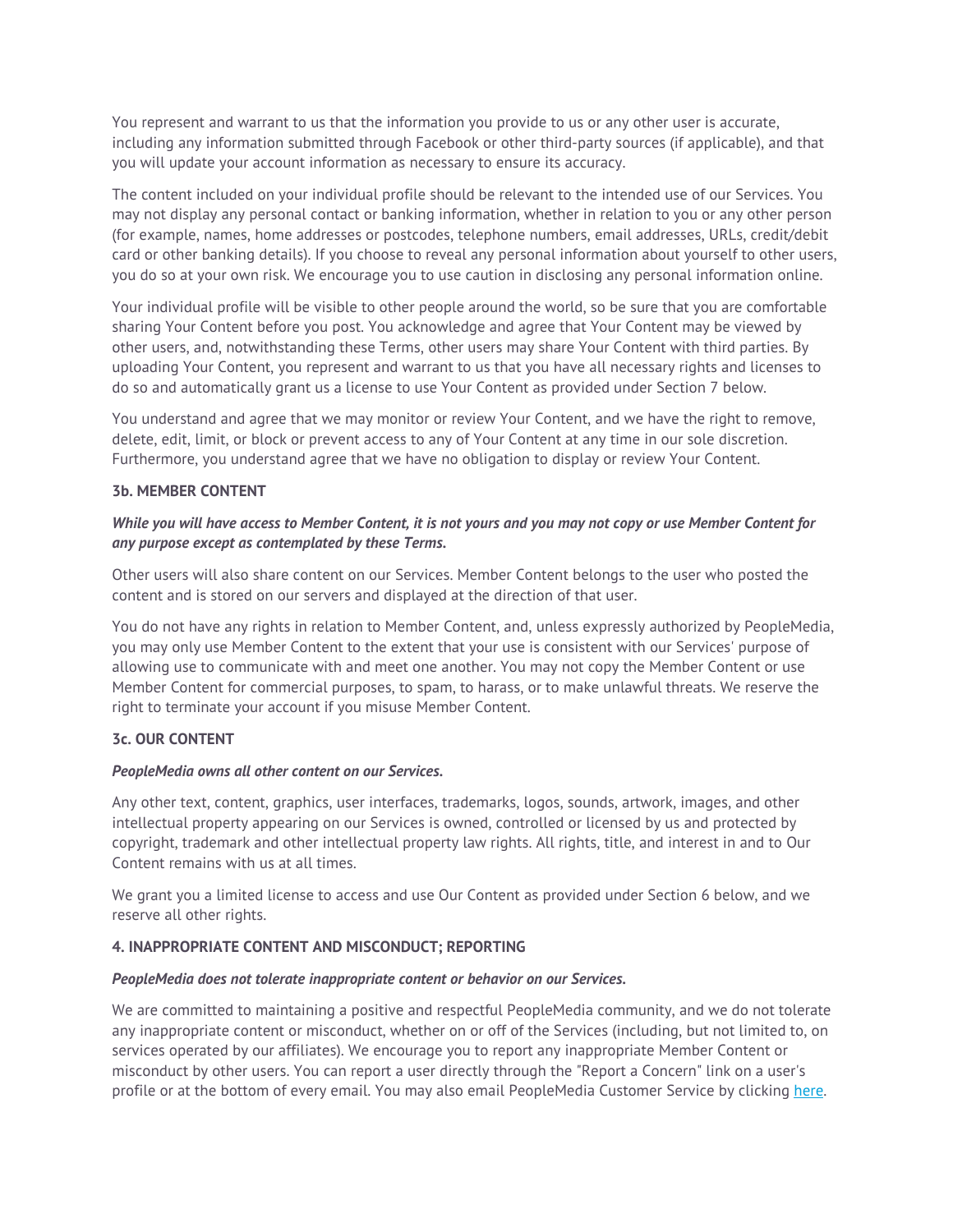You represent and warrant to us that the information you provide to us or any other user is accurate, including any information submitted through Facebook or other third-party sources (if applicable), and that you will update your account information as necessary to ensure its accuracy.

The content included on your individual profile should be relevant to the intended use of our Services. You may not display any personal contact or banking information, whether in relation to you or any other person (for example, names, home addresses or postcodes, telephone numbers, email addresses, URLs, credit/debit card or other banking details). If you choose to reveal any personal information about yourself to other users, you do so at your own risk. We encourage you to use caution in disclosing any personal information online.

Your individual profile will be visible to other people around the world, so be sure that you are comfortable sharing Your Content before you post. You acknowledge and agree that Your Content may be viewed by other users, and, notwithstanding these Terms, other users may share Your Content with third parties. By uploading Your Content, you represent and warrant to us that you have all necessary rights and licenses to do so and automatically grant us a license to use Your Content as provided under Section 7 below.

You understand and agree that we may monitor or review Your Content, and we have the right to remove, delete, edit, limit, or block or prevent access to any of Your Content at any time in our sole discretion. Furthermore, you understand agree that we have no obligation to display or review Your Content.

**3b. MEMBER CONTENT**

***While you will have access to Member Content, it is not yours and you may not copy or use Member Content for any purpose except as contemplated by these Terms.***

Other users will also share content on our Services. Member Content belongs to the user who posted the content and is stored on our servers and displayed at the direction of that user.

You do not have any rights in relation to Member Content, and, unless expressly authorized by PeopleMedia, you may only use Member Content to the extent that your use is consistent with our Services' purpose of allowing use to communicate with and meet one another. You may not copy the Member Content or use Member Content for commercial purposes, to spam, to harass, or to make unlawful threats. We reserve the right to terminate your account if you misuse Member Content.

**3c. OUR CONTENT**

***PeopleMedia owns all other content on our Services.***

Any other text, content, graphics, user interfaces, trademarks, logos, sounds, artwork, images, and other intellectual property appearing on our Services is owned, controlled or licensed by us and protected by copyright, trademark and other intellectual property law rights. All rights, title, and interest in and to Our Content remains with us at all times.

We grant you a limited license to access and use Our Content as provided under Section 6 below, and we reserve all other rights.

**4. INAPPROPRIATE CONTENT AND MISCONDUCT; REPORTING**

***PeopleMedia does not tolerate inappropriate content or behavior on our Services.***

We are committed to maintaining a positive and respectful PeopleMedia community, and we do not tolerate any inappropriate content or misconduct, whether on or off of the Services (including, but not limited to, on services operated by our affiliates). We encourage you to report any inappropriate Member Content or misconduct by other users. You can report a user directly through the "Report a Concern" link on a user's profile or at the bottom of every email. You may also email PeopleMedia Customer Service by clicking here.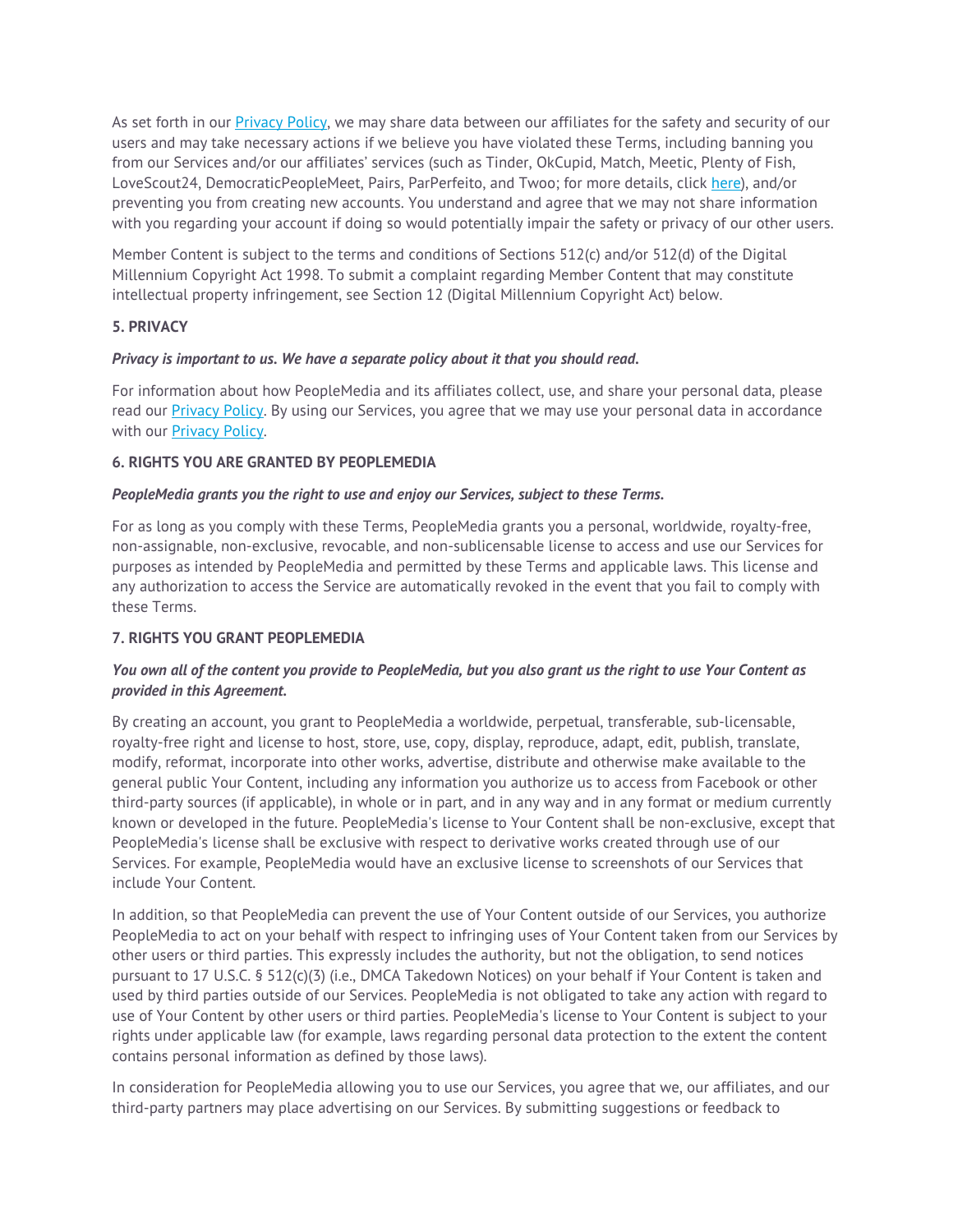As set forth in our [Privacy Policy](), we may share data between our affiliates for the safety and security of our users and may take necessary actions if we believe you have violated these Terms, including banning you from our Services and/or our affiliates' services (such as Tinder, OkCupid, Match, Meetic, Plenty of Fish, LoveScout24, DemocraticPeopleMeet, Pairs, ParPerfeito, and Twoo; for more details, click [here]()), and/or preventing you from creating new accounts. You understand and agree that we may not share information with you regarding your account if doing so would potentially impair the safety or privacy of our other users.

Member Content is subject to the terms and conditions of Sections 512(c) and/or 512(d) of the Digital Millennium Copyright Act 1998. To submit a complaint regarding Member Content that may constitute intellectual property infringement, see Section 12 (Digital Millennium Copyright Act) below.

**5. PRIVACY**

***Privacy is important to us. We have a separate policy about it that you should read.***

For information about how PeopleMedia and its affiliates collect, use, and share your personal data, please read our [Privacy Policy](). By using our Services, you agree that we may use your personal data in accordance with our [Privacy Policy]().

**6. RIGHTS YOU ARE GRANTED BY PEOPLEMEDIA**

***PeopleMedia grants you the right to use and enjoy our Services, subject to these Terms.***

For as long as you comply with these Terms, PeopleMedia grants you a personal, worldwide, royalty-free, non-assignable, non-exclusive, revocable, and non-sublicensable license to access and use our Services for purposes as intended by PeopleMedia and permitted by these Terms and applicable laws. This license and any authorization to access the Service are automatically revoked in the event that you fail to comply with these Terms.

**7. RIGHTS YOU GRANT PEOPLEMEDIA**

***You own all of the content you provide to PeopleMedia, but you also grant us the right to use Your Content as provided in this Agreement.***

By creating an account, you grant to PeopleMedia a worldwide, perpetual, transferable, sub-licensable, royalty-free right and license to host, store, use, copy, display, reproduce, adapt, edit, publish, translate, modify, reformat, incorporate into other works, advertise, distribute and otherwise make available to the general public Your Content, including any information you authorize us to access from Facebook or other third-party sources (if applicable), in whole or in part, and in any way and in any format or medium currently known or developed in the future. PeopleMedia's license to Your Content shall be non-exclusive, except that PeopleMedia's license shall be exclusive with respect to derivative works created through use of our Services. For example, PeopleMedia would have an exclusive license to screenshots of our Services that include Your Content.

In addition, so that PeopleMedia can prevent the use of Your Content outside of our Services, you authorize PeopleMedia to act on your behalf with respect to infringing uses of Your Content taken from our Services by other users or third parties. This expressly includes the authority, but not the obligation, to send notices pursuant to 17 U.S.C. § 512(c)(3) (i.e., DMCA Takedown Notices) on your behalf if Your Content is taken and used by third parties outside of our Services. PeopleMedia is not obligated to take any action with regard to use of Your Content by other users or third parties. PeopleMedia's license to Your Content is subject to your rights under applicable law (for example, laws regarding personal data protection to the extent the content contains personal information as defined by those laws).

In consideration for PeopleMedia allowing you to use our Services, you agree that we, our affiliates, and our third-party partners may place advertising on our Services. By submitting suggestions or feedback to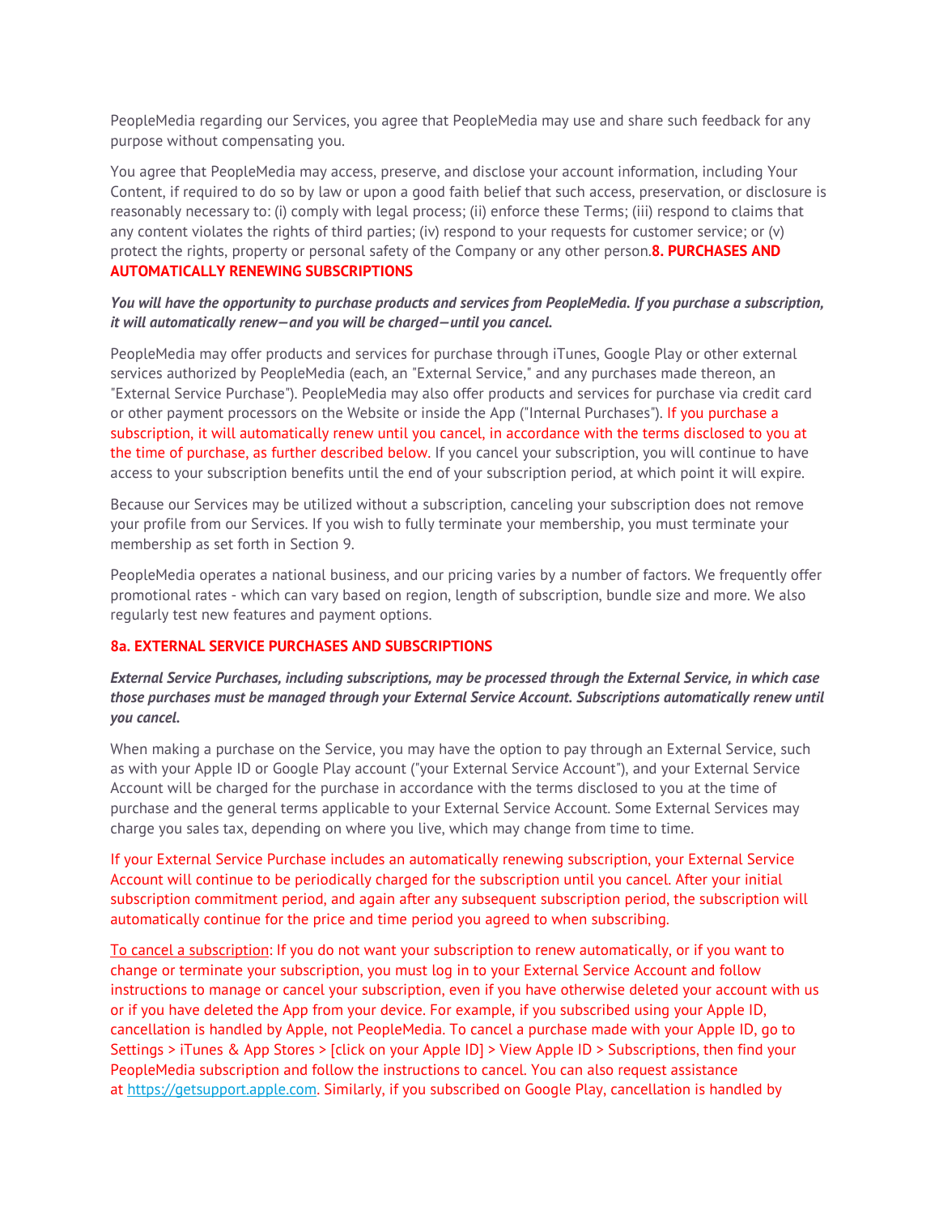PeopleMedia regarding our Services, you agree that PeopleMedia may use and share such feedback for any purpose without compensating you.

You agree that PeopleMedia may access, preserve, and disclose your account information, including Your Content, if required to do so by law or upon a good faith belief that such access, preservation, or disclosure is reasonably necessary to: (i) comply with legal process; (ii) enforce these Terms; (iii) respond to claims that any content violates the rights of third parties; (iv) respond to your requests for customer service; or (v) protect the rights, property or personal safety of the Company or any other person.

## 8. PURCHASES AND AUTOMATICALLY RENEWING SUBSCRIPTIONS

***You will have the opportunity to purchase products and services from PeopleMedia. If you purchase a subscription, it will automatically renew—and you will be charged—until you cancel.***

PeopleMedia may offer products and services for purchase through iTunes, Google Play or other external services authorized by PeopleMedia (each, an "External Service," and any purchases made thereon, an "External Service Purchase"). PeopleMedia may also offer products and services for purchase via credit card or other payment processors on the Website or inside the App ("Internal Purchases"). If you purchase a subscription, it will automatically renew until you cancel, in accordance with the terms disclosed to you at the time of purchase, as further described below. If you cancel your subscription, you will continue to have access to your subscription benefits until the end of your subscription period, at which point it will expire.

Because our Services may be utilized without a subscription, canceling your subscription does not remove your profile from our Services. If you wish to fully terminate your membership, you must terminate your membership as set forth in Section 9.

PeopleMedia operates a national business, and our pricing varies by a number of factors. We frequently offer promotional rates - which can vary based on region, length of subscription, bundle size and more. We also regularly test new features and payment options.

### 8a. EXTERNAL SERVICE PURCHASES AND SUBSCRIPTIONS

***External Service Purchases, including subscriptions, may be processed through the External Service, in which case those purchases must be managed through your External Service Account. Subscriptions automatically renew until you cancel.***

When making a purchase on the Service, you may have the option to pay through an External Service, such as with your Apple ID or Google Play account ("your External Service Account"), and your External Service Account will be charged for the purchase in accordance with the terms disclosed to you at the time of purchase and the general terms applicable to your External Service Account. Some External Services may charge you sales tax, depending on where you live, which may change from time to time.

If your External Service Purchase includes an automatically renewing subscription, your External Service Account will continue to be periodically charged for the subscription until you cancel. After your initial subscription commitment period, and again after any subsequent subscription period, the subscription will automatically continue for the price and time period you agreed to when subscribing.

To cancel a subscription: If you do not want your subscription to renew automatically, or if you want to change or terminate your subscription, you must log in to your External Service Account and follow instructions to manage or cancel your subscription, even if you have otherwise deleted your account with us or if you have deleted the App from your device. For example, if you subscribed using your Apple ID, cancellation is handled by Apple, not PeopleMedia. To cancel a purchase made with your Apple ID, go to Settings > iTunes & App Stores > [click on your Apple ID] > View Apple ID > Subscriptions, then find your PeopleMedia subscription and follow the instructions to cancel. You can also request assistance at https://getsupport.apple.com. Similarly, if you subscribed on Google Play, cancellation is handled by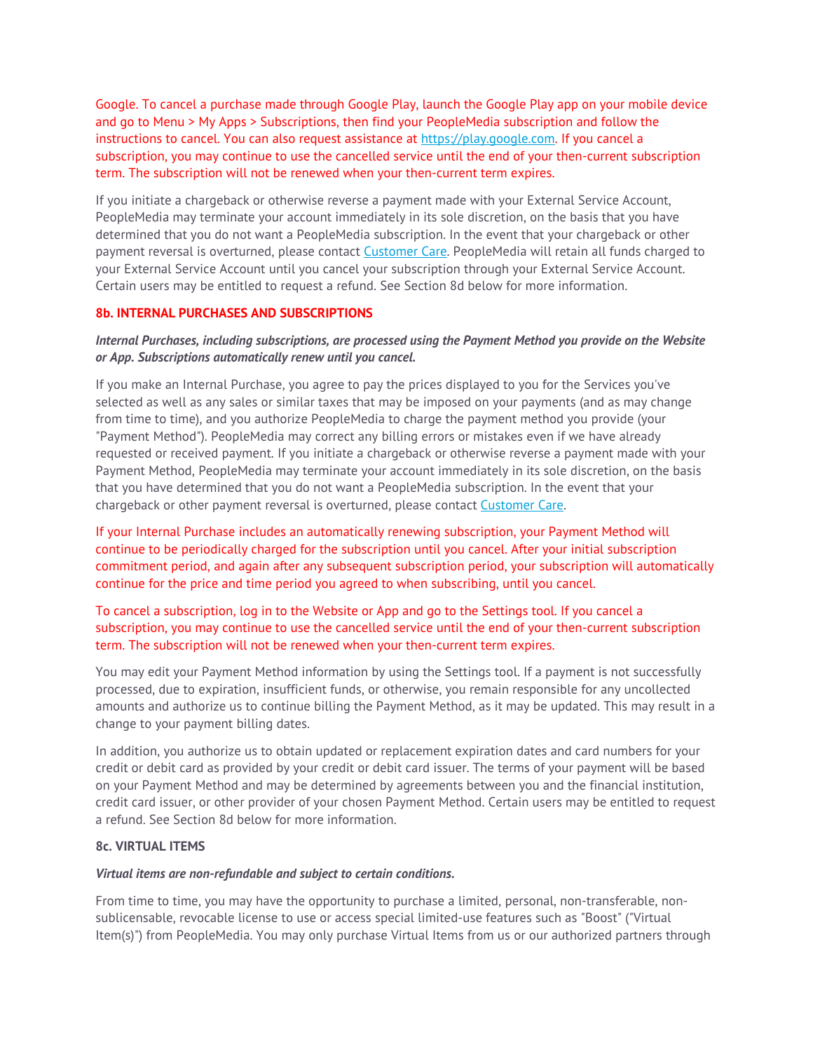Google. To cancel a purchase made through Google Play, launch the Google Play app on your mobile device and go to Menu > My Apps > Subscriptions, then find your PeopleMedia subscription and follow the instructions to cancel. You can also request assistance at [https://play.google.com](https://play.google.com). If you cancel a subscription, you may continue to use the cancelled service until the end of your then-current subscription term. The subscription will not be renewed when your then-current term expires.

If you initiate a chargeback or otherwise reverse a payment made with your External Service Account, PeopleMedia may terminate your account immediately in its sole discretion, on the basis that you have determined that you do not want a PeopleMedia subscription. In the event that your chargeback or other payment reversal is overturned, please contact Customer Care. PeopleMedia will retain all funds charged to your External Service Account until you cancel your subscription through your External Service Account. Certain users may be entitled to request a refund. See Section 8d below for more information.

### 8b. INTERNAL PURCHASES AND SUBSCRIPTIONS

***Internal Purchases, including subscriptions, are processed using the Payment Method you provide on the Website or App. Subscriptions automatically renew until you cancel.***

If you make an Internal Purchase, you agree to pay the prices displayed to you for the Services you've selected as well as any sales or similar taxes that may be imposed on your payments (and as may change from time to time), and you authorize PeopleMedia to charge the payment method you provide (your "Payment Method"). PeopleMedia may correct any billing errors or mistakes even if we have already requested or received payment. If you initiate a chargeback or otherwise reverse a payment made with your Payment Method, PeopleMedia may terminate your account immediately in its sole discretion, on the basis that you have determined that you do not want a PeopleMedia subscription. In the event that your chargeback or other payment reversal is overturned, please contact Customer Care.

If your Internal Purchase includes an automatically renewing subscription, your Payment Method will continue to be periodically charged for the subscription until you cancel. After your initial subscription commitment period, and again after any subsequent subscription period, your subscription will automatically continue for the price and time period you agreed to when subscribing, until you cancel.

To cancel a subscription, log in to the Website or App and go to the Settings tool. If you cancel a subscription, you may continue to use the cancelled service until the end of your then-current subscription term. The subscription will not be renewed when your then-current term expires.

You may edit your Payment Method information by using the Settings tool. If a payment is not successfully processed, due to expiration, insufficient funds, or otherwise, you remain responsible for any uncollected amounts and authorize us to continue billing the Payment Method, as it may be updated. This may result in a change to your payment billing dates.

In addition, you authorize us to obtain updated or replacement expiration dates and card numbers for your credit or debit card as provided by your credit or debit card issuer. The terms of your payment will be based on your Payment Method and may be determined by agreements between you and the financial institution, credit card issuer, or other provider of your chosen Payment Method. Certain users may be entitled to request a refund. See Section 8d below for more information.

### 8c. VIRTUAL ITEMS

***Virtual items are non-refundable and subject to certain conditions.***

From time to time, you may have the opportunity to purchase a limited, personal, non-transferable, non-sublicensable, revocable license to use or access special limited-use features such as "Boost" ("Virtual Item(s)") from PeopleMedia. You may only purchase Virtual Items from us or our authorized partners through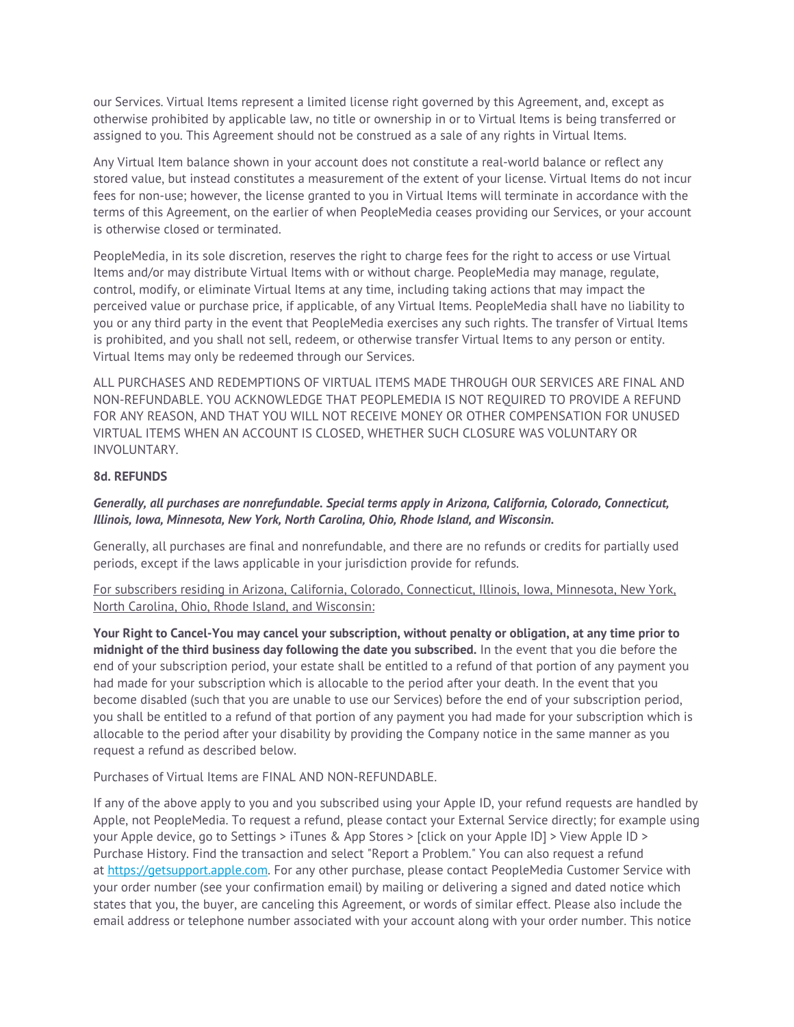our Services. Virtual Items represent a limited license right governed by this Agreement, and, except as otherwise prohibited by applicable law, no title or ownership in or to Virtual Items is being transferred or assigned to you. This Agreement should not be construed as a sale of any rights in Virtual Items.

Any Virtual Item balance shown in your account does not constitute a real-world balance or reflect any stored value, but instead constitutes a measurement of the extent of your license. Virtual Items do not incur fees for non-use; however, the license granted to you in Virtual Items will terminate in accordance with the terms of this Agreement, on the earlier of when PeopleMedia ceases providing our Services, or your account is otherwise closed or terminated.

PeopleMedia, in its sole discretion, reserves the right to charge fees for the right to access or use Virtual Items and/or may distribute Virtual Items with or without charge. PeopleMedia may manage, regulate, control, modify, or eliminate Virtual Items at any time, including taking actions that may impact the perceived value or purchase price, if applicable, of any Virtual Items. PeopleMedia shall have no liability to you or any third party in the event that PeopleMedia exercises any such rights. The transfer of Virtual Items is prohibited, and you shall not sell, redeem, or otherwise transfer Virtual Items to any person or entity. Virtual Items may only be redeemed through our Services.

ALL PURCHASES AND REDEMPTIONS OF VIRTUAL ITEMS MADE THROUGH OUR SERVICES ARE FINAL AND NON-REFUNDABLE. YOU ACKNOWLEDGE THAT PEOPLEMEDIA IS NOT REQUIRED TO PROVIDE A REFUND FOR ANY REASON, AND THAT YOU WILL NOT RECEIVE MONEY OR OTHER COMPENSATION FOR UNUSED VIRTUAL ITEMS WHEN AN ACCOUNT IS CLOSED, WHETHER SUCH CLOSURE WAS VOLUNTARY OR INVOLUNTARY.

**8d. REFUNDS**

***Generally, all purchases are nonrefundable. Special terms apply in Arizona, California, Colorado, Connecticut, Illinois, Iowa, Minnesota, New York, North Carolina, Ohio, Rhode Island, and Wisconsin.***

Generally, all purchases are final and nonrefundable, and there are no refunds or credits for partially used periods, except if the laws applicable in your jurisdiction provide for refunds.

For subscribers residing in Arizona, California, Colorado, Connecticut, Illinois, Iowa, Minnesota, New York, North Carolina, Ohio, Rhode Island, and Wisconsin:

**Your Right to Cancel-You may cancel your subscription, without penalty or obligation, at any time prior to midnight of the third business day following the date you subscribed.** In the event that you die before the end of your subscription period, your estate shall be entitled to a refund of that portion of any payment you had made for your subscription which is allocable to the period after your death. In the event that you become disabled (such that you are unable to use our Services) before the end of your subscription period, you shall be entitled to a refund of that portion of any payment you had made for your subscription which is allocable to the period after your disability by providing the Company notice in the same manner as you request a refund as described below.

Purchases of Virtual Items are FINAL AND NON-REFUNDABLE.

If any of the above apply to you and you subscribed using your Apple ID, your refund requests are handled by Apple, not PeopleMedia. To request a refund, please contact your External Service directly; for example using your Apple device, go to Settings > iTunes & App Stores > [click on your Apple ID] > View Apple ID > Purchase History. Find the transaction and select "Report a Problem." You can also request a refund at [https://getsupport.apple.com](https://getsupport.apple.com). For any other purchase, please contact PeopleMedia Customer Service with your order number (see your confirmation email) by mailing or delivering a signed and dated notice which states that you, the buyer, are canceling this Agreement, or words of similar effect. Please also include the email address or telephone number associated with your account along with your order number. This notice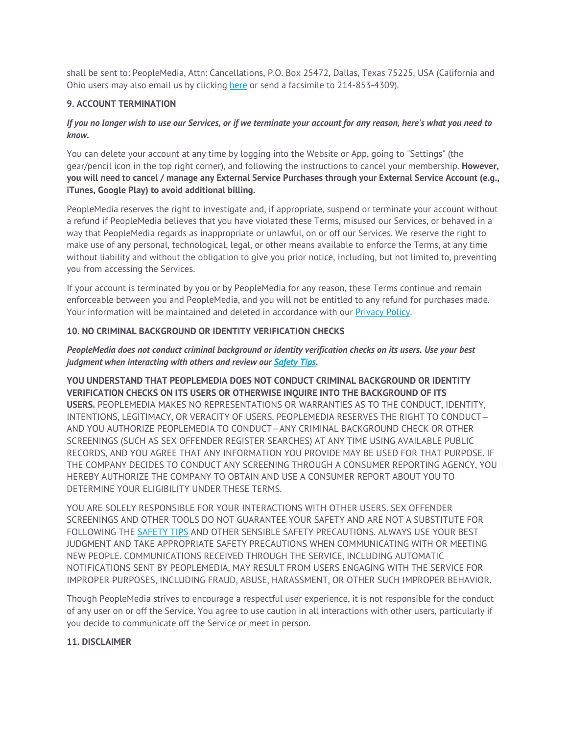shall be sent to: PeopleMedia, Attn: Cancellations, P.O. Box 25472, Dallas, Texas 75225, USA (California and Ohio users may also email us by clicking [here](#) or send a facsimile to 214-853-4309).

**9. ACCOUNT TERMINATION**

***If you no longer wish to use our Services, or if we terminate your account for any reason, here's what you need to know.***

You can delete your account at any time by logging into the Website or App, going to "Settings" (the gear/pencil icon in the top right corner), and following the instructions to cancel your membership. **However, you will need to cancel / manage any External Service Purchases through your External Service Account (e.g., iTunes, Google Play) to avoid additional billing.**

PeopleMedia reserves the right to investigate and, if appropriate, suspend or terminate your account without a refund if PeopleMedia believes that you have violated these Terms, misused our Services, or behaved in a way that PeopleMedia regards as inappropriate or unlawful, on or off our Services. We reserve the right to make use of any personal, technological, legal, or other means available to enforce the Terms, at any time without liability and without the obligation to give you prior notice, including, but not limited to, preventing you from accessing the Services.

If your account is terminated by you or by PeopleMedia for any reason, these Terms continue and remain enforceable between you and PeopleMedia, and you will not be entitled to any refund for purchases made. Your information will be maintained and deleted in accordance with our [Privacy Policy](#).

**10. NO CRIMINAL BACKGROUND OR IDENTITY VERIFICATION CHECKS**

***PeopleMedia does not conduct criminal background or identity verification checks on its users. Use your best judgment when interacting with others and review our [Safety Tips](#).***

**YOU UNDERSTAND THAT PEOPLEMEDIA DOES NOT CONDUCT CRIMINAL BACKGROUND OR IDENTITY VERIFICATION CHECKS ON ITS USERS OR OTHERWISE INQUIRE INTO THE BACKGROUND OF ITS USERS.** PEOPLEMEDIA MAKES NO REPRESENTATIONS OR WARRANTIES AS TO THE CONDUCT, IDENTITY, INTENTIONS, LEGITIMACY, OR VERACITY OF USERS. PEOPLEMEDIA RESERVES THE RIGHT TO CONDUCT—AND YOU AUTHORIZE PEOPLEMEDIA TO CONDUCT—ANY CRIMINAL BACKGROUND CHECK OR OTHER SCREENINGS (SUCH AS SEX OFFENDER REGISTER SEARCHES) AT ANY TIME USING AVAILABLE PUBLIC RECORDS, AND YOU AGREE THAT ANY INFORMATION YOU PROVIDE MAY BE USED FOR THAT PURPOSE. IF THE COMPANY DECIDES TO CONDUCT ANY SCREENING THROUGH A CONSUMER REPORTING AGENCY, YOU HEREBY AUTHORIZE THE COMPANY TO OBTAIN AND USE A CONSUMER REPORT ABOUT YOU TO DETERMINE YOUR ELIGIBILITY UNDER THESE TERMS.

YOU ARE SOLELY RESPONSIBLE FOR YOUR INTERACTIONS WITH OTHER USERS. SEX OFFENDER SCREENINGS AND OTHER TOOLS DO NOT GUARANTEE YOUR SAFETY AND ARE NOT A SUBSTITUTE FOR FOLLOWING THE [SAFETY TIPS](#) AND OTHER SENSIBLE SAFETY PRECAUTIONS. ALWAYS USE YOUR BEST JUDGMENT AND TAKE APPROPRIATE SAFETY PRECAUTIONS WHEN COMMUNICATING WITH OR MEETING NEW PEOPLE. COMMUNICATIONS RECEIVED THROUGH THE SERVICE, INCLUDING AUTOMATIC NOTIFICATIONS SENT BY PEOPLEMEDIA, MAY RESULT FROM USERS ENGAGING WITH THE SERVICE FOR IMPROPER PURPOSES, INCLUDING FRAUD, ABUSE, HARASSMENT, OR OTHER SUCH IMPROPER BEHAVIOR.

Though PeopleMedia strives to encourage a respectful user experience, it is not responsible for the conduct of any user on or off the Service. You agree to use caution in all interactions with other users, particularly if you decide to communicate off the Service or meet in person.

**11. DISCLAIMER**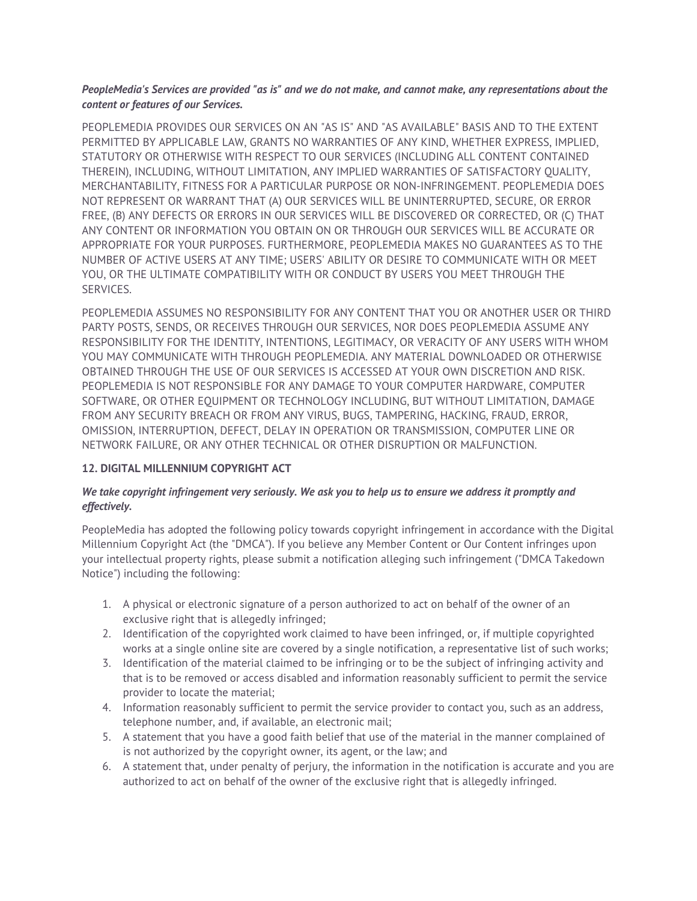***PeopleMedia's Services are provided "as is" and we do not make, and cannot make, any representations about the content or features of our Services.***

PEOPLEMEDIA PROVIDES OUR SERVICES ON AN "AS IS" AND "AS AVAILABLE" BASIS AND TO THE EXTENT PERMITTED BY APPLICABLE LAW, GRANTS NO WARRANTIES OF ANY KIND, WHETHER EXPRESS, IMPLIED, STATUTORY OR OTHERWISE WITH RESPECT TO OUR SERVICES (INCLUDING ALL CONTENT CONTAINED THEREIN), INCLUDING, WITHOUT LIMITATION, ANY IMPLIED WARRANTIES OF SATISFACTORY QUALITY, MERCHANTABILITY, FITNESS FOR A PARTICULAR PURPOSE OR NON-INFRINGEMENT. PEOPLEMEDIA DOES NOT REPRESENT OR WARRANT THAT (A) OUR SERVICES WILL BE UNINTERRUPTED, SECURE, OR ERROR FREE, (B) ANY DEFECTS OR ERRORS IN OUR SERVICES WILL BE DISCOVERED OR CORRECTED, OR (C) THAT ANY CONTENT OR INFORMATION YOU OBTAIN ON OR THROUGH OUR SERVICES WILL BE ACCURATE OR APPROPRIATE FOR YOUR PURPOSES. FURTHERMORE, PEOPLEMEDIA MAKES NO GUARANTEES AS TO THE NUMBER OF ACTIVE USERS AT ANY TIME; USERS' ABILITY OR DESIRE TO COMMUNICATE WITH OR MEET YOU, OR THE ULTIMATE COMPATIBILITY WITH OR CONDUCT BY USERS YOU MEET THROUGH THE SERVICES.

PEOPLEMEDIA ASSUMES NO RESPONSIBILITY FOR ANY CONTENT THAT YOU OR ANOTHER USER OR THIRD PARTY POSTS, SENDS, OR RECEIVES THROUGH OUR SERVICES, NOR DOES PEOPLEMEDIA ASSUME ANY RESPONSIBILITY FOR THE IDENTITY, INTENTIONS, LEGITIMACY, OR VERACITY OF ANY USERS WITH WHOM YOU MAY COMMUNICATE WITH THROUGH PEOPLEMEDIA. ANY MATERIAL DOWNLOADED OR OTHERWISE OBTAINED THROUGH THE USE OF OUR SERVICES IS ACCESSED AT YOUR OWN DISCRETION AND RISK. PEOPLEMEDIA IS NOT RESPONSIBLE FOR ANY DAMAGE TO YOUR COMPUTER HARDWARE, COMPUTER SOFTWARE, OR OTHER EQUIPMENT OR TECHNOLOGY INCLUDING, BUT WITHOUT LIMITATION, DAMAGE FROM ANY SECURITY BREACH OR FROM ANY VIRUS, BUGS, TAMPERING, HACKING, FRAUD, ERROR, OMISSION, INTERRUPTION, DEFECT, DELAY IN OPERATION OR TRANSMISSION, COMPUTER LINE OR NETWORK FAILURE, OR ANY OTHER TECHNICAL OR OTHER DISRUPTION OR MALFUNCTION.

## 12. DIGITAL MILLENNIUM COPYRIGHT ACT

***We take copyright infringement very seriously. We ask you to help us to ensure we address it promptly and effectively.***

PeopleMedia has adopted the following policy towards copyright infringement in accordance with the Digital Millennium Copyright Act (the "DMCA"). If you believe any Member Content or Our Content infringes upon your intellectual property rights, please submit a notification alleging such infringement ("DMCA Takedown Notice") including the following:

1. A physical or electronic signature of a person authorized to act on behalf of the owner of an exclusive right that is allegedly infringed;
2. Identification of the copyrighted work claimed to have been infringed, or, if multiple copyrighted works at a single online site are covered by a single notification, a representative list of such works;
3. Identification of the material claimed to be infringing or to be the subject of infringing activity and that is to be removed or access disabled and information reasonably sufficient to permit the service provider to locate the material;
4. Information reasonably sufficient to permit the service provider to contact you, such as an address, telephone number, and, if available, an electronic mail;
5. A statement that you have a good faith belief that use of the material in the manner complained of is not authorized by the copyright owner, its agent, or the law; and
6. A statement that, under penalty of perjury, the information in the notification is accurate and you are authorized to act on behalf of the owner of the exclusive right that is allegedly infringed.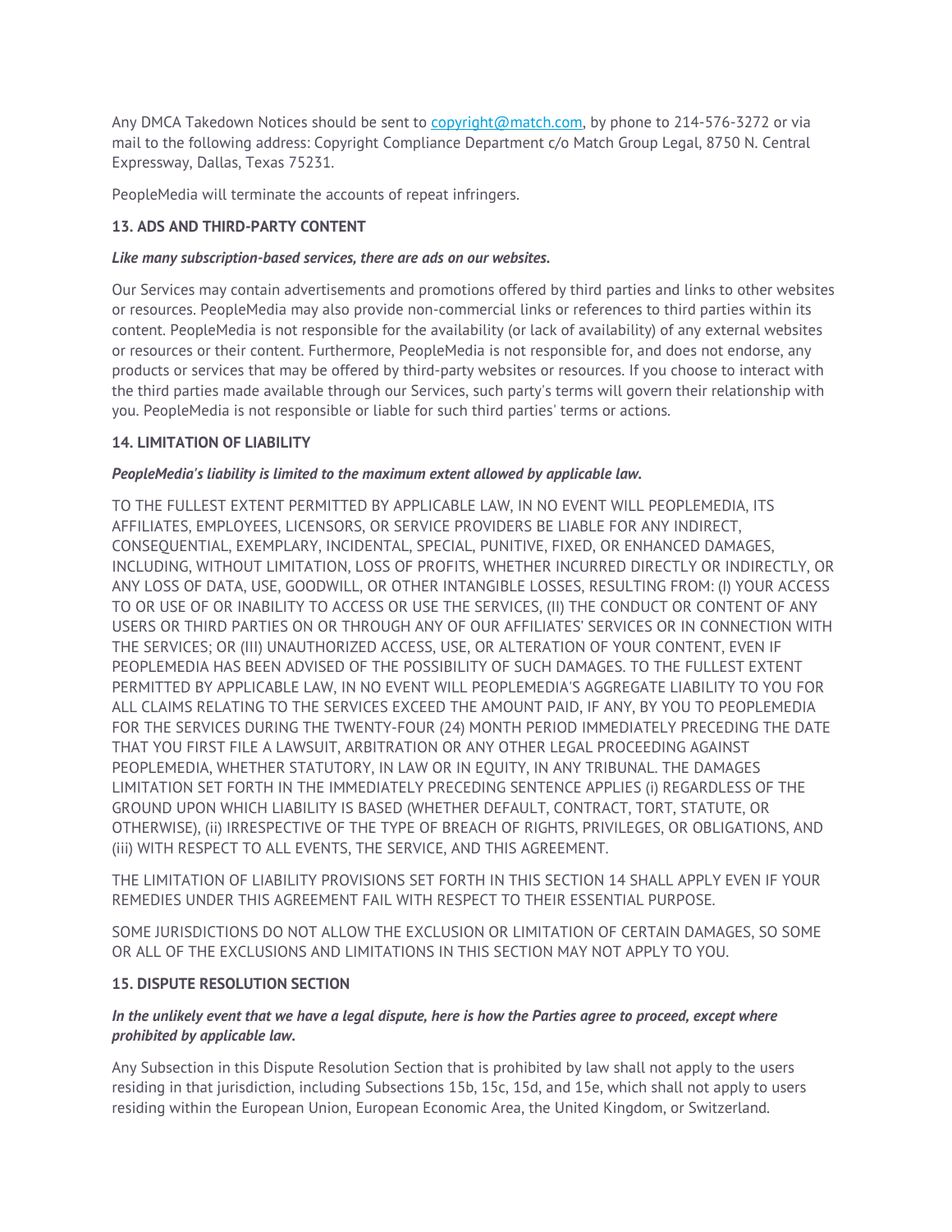Any DMCA Takedown Notices should be sent to copyright@match.com, by phone to 214-576-3272 or via mail to the following address: Copyright Compliance Department c/o Match Group Legal, 8750 N. Central Expressway, Dallas, Texas 75231.

PeopleMedia will terminate the accounts of repeat infringers.

**13. ADS AND THIRD-PARTY CONTENT**

***Like many subscription-based services, there are ads on our websites.***

Our Services may contain advertisements and promotions offered by third parties and links to other websites or resources. PeopleMedia may also provide non-commercial links or references to third parties within its content. PeopleMedia is not responsible for the availability (or lack of availability) of any external websites or resources or their content. Furthermore, PeopleMedia is not responsible for, and does not endorse, any products or services that may be offered by third-party websites or resources. If you choose to interact with the third parties made available through our Services, such party's terms will govern their relationship with you. PeopleMedia is not responsible or liable for such third parties' terms or actions.

**14. LIMITATION OF LIABILITY**

***PeopleMedia's liability is limited to the maximum extent allowed by applicable law.***

TO THE FULLEST EXTENT PERMITTED BY APPLICABLE LAW, IN NO EVENT WILL PEOPLEMEDIA, ITS AFFILIATES, EMPLOYEES, LICENSORS, OR SERVICE PROVIDERS BE LIABLE FOR ANY INDIRECT, CONSEQUENTIAL, EXEMPLARY, INCIDENTAL, SPECIAL, PUNITIVE, FIXED, OR ENHANCED DAMAGES, INCLUDING, WITHOUT LIMITATION, LOSS OF PROFITS, WHETHER INCURRED DIRECTLY OR INDIRECTLY, OR ANY LOSS OF DATA, USE, GOODWILL, OR OTHER INTANGIBLE LOSSES, RESULTING FROM: (I) YOUR ACCESS TO OR USE OF OR INABILITY TO ACCESS OR USE THE SERVICES, (II) THE CONDUCT OR CONTENT OF ANY USERS OR THIRD PARTIES ON OR THROUGH ANY OF OUR AFFILIATES' SERVICES OR IN CONNECTION WITH THE SERVICES; OR (III) UNAUTHORIZED ACCESS, USE, OR ALTERATION OF YOUR CONTENT, EVEN IF PEOPLEMEDIA HAS BEEN ADVISED OF THE POSSIBILITY OF SUCH DAMAGES. TO THE FULLEST EXTENT PERMITTED BY APPLICABLE LAW, IN NO EVENT WILL PEOPLEMEDIA'S AGGREGATE LIABILITY TO YOU FOR ALL CLAIMS RELATING TO THE SERVICES EXCEED THE AMOUNT PAID, IF ANY, BY YOU TO PEOPLEMEDIA FOR THE SERVICES DURING THE TWENTY-FOUR (24) MONTH PERIOD IMMEDIATELY PRECEDING THE DATE THAT YOU FIRST FILE A LAWSUIT, ARBITRATION OR ANY OTHER LEGAL PROCEEDING AGAINST PEOPLEMEDIA, WHETHER STATUTORY, IN LAW OR IN EQUITY, IN ANY TRIBUNAL. THE DAMAGES LIMITATION SET FORTH IN THE IMMEDIATELY PRECEDING SENTENCE APPLIES (i) REGARDLESS OF THE GROUND UPON WHICH LIABILITY IS BASED (WHETHER DEFAULT, CONTRACT, TORT, STATUTE, OR OTHERWISE), (ii) IRRESPECTIVE OF THE TYPE OF BREACH OF RIGHTS, PRIVILEGES, OR OBLIGATIONS, AND (iii) WITH RESPECT TO ALL EVENTS, THE SERVICE, AND THIS AGREEMENT.

THE LIMITATION OF LIABILITY PROVISIONS SET FORTH IN THIS SECTION 14 SHALL APPLY EVEN IF YOUR REMEDIES UNDER THIS AGREEMENT FAIL WITH RESPECT TO THEIR ESSENTIAL PURPOSE.

SOME JURISDICTIONS DO NOT ALLOW THE EXCLUSION OR LIMITATION OF CERTAIN DAMAGES, SO SOME OR ALL OF THE EXCLUSIONS AND LIMITATIONS IN THIS SECTION MAY NOT APPLY TO YOU.

**15. DISPUTE RESOLUTION SECTION**

***In the unlikely event that we have a legal dispute, here is how the Parties agree to proceed, except where prohibited by applicable law.***

Any Subsection in this Dispute Resolution Section that is prohibited by law shall not apply to the users residing in that jurisdiction, including Subsections 15b, 15c, 15d, and 15e, which shall not apply to users residing within the European Union, European Economic Area, the United Kingdom, or Switzerland.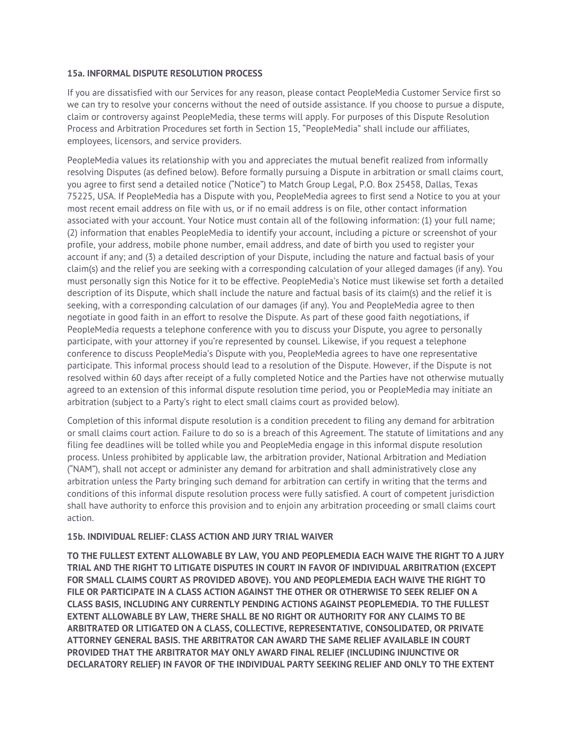**15a. INFORMAL DISPUTE RESOLUTION PROCESS**

If you are dissatisfied with our Services for any reason, please contact PeopleMedia Customer Service first so we can try to resolve your concerns without the need of outside assistance. If you choose to pursue a dispute, claim or controversy against PeopleMedia, these terms will apply. For purposes of this Dispute Resolution Process and Arbitration Procedures set forth in Section 15, "PeopleMedia" shall include our affiliates, employees, licensors, and service providers.

PeopleMedia values its relationship with you and appreciates the mutual benefit realized from informally resolving Disputes (as defined below). Before formally pursuing a Dispute in arbitration or small claims court, you agree to first send a detailed notice ("Notice") to Match Group Legal, P.O. Box 25458, Dallas, Texas 75225, USA. If PeopleMedia has a Dispute with you, PeopleMedia agrees to first send a Notice to you at your most recent email address on file with us, or if no email address is on file, other contact information associated with your account. Your Notice must contain all of the following information: (1) your full name; (2) information that enables PeopleMedia to identify your account, including a picture or screenshot of your profile, your address, mobile phone number, email address, and date of birth you used to register your account if any; and (3) a detailed description of your Dispute, including the nature and factual basis of your claim(s) and the relief you are seeking with a corresponding calculation of your alleged damages (if any). You must personally sign this Notice for it to be effective. PeopleMedia's Notice must likewise set forth a detailed description of its Dispute, which shall include the nature and factual basis of its claim(s) and the relief it is seeking, with a corresponding calculation of our damages (if any). You and PeopleMedia agree to then negotiate in good faith in an effort to resolve the Dispute. As part of these good faith negotiations, if PeopleMedia requests a telephone conference with you to discuss your Dispute, you agree to personally participate, with your attorney if you're represented by counsel. Likewise, if you request a telephone conference to discuss PeopleMedia's Dispute with you, PeopleMedia agrees to have one representative participate. This informal process should lead to a resolution of the Dispute. However, if the Dispute is not resolved within 60 days after receipt of a fully completed Notice and the Parties have not otherwise mutually agreed to an extension of this informal dispute resolution time period, you or PeopleMedia may initiate an arbitration (subject to a Party's right to elect small claims court as provided below).

Completion of this informal dispute resolution is a condition precedent to filing any demand for arbitration or small claims court action. Failure to do so is a breach of this Agreement. The statute of limitations and any filing fee deadlines will be tolled while you and PeopleMedia engage in this informal dispute resolution process. Unless prohibited by applicable law, the arbitration provider, National Arbitration and Mediation ("NAM"), shall not accept or administer any demand for arbitration and shall administratively close any arbitration unless the Party bringing such demand for arbitration can certify in writing that the terms and conditions of this informal dispute resolution process were fully satisfied. A court of competent jurisdiction shall have authority to enforce this provision and to enjoin any arbitration proceeding or small claims court action.

**15b. INDIVIDUAL RELIEF: CLASS ACTION AND JURY TRIAL WAIVER**

**TO THE FULLEST EXTENT ALLOWABLE BY LAW, YOU AND PEOPLEMEDIA EACH WAIVE THE RIGHT TO A JURY TRIAL AND THE RIGHT TO LITIGATE DISPUTES IN COURT IN FAVOR OF INDIVIDUAL ARBITRATION (EXCEPT FOR SMALL CLAIMS COURT AS PROVIDED ABOVE). YOU AND PEOPLEMEDIA EACH WAIVE THE RIGHT TO FILE OR PARTICIPATE IN A CLASS ACTION AGAINST THE OTHER OR OTHERWISE TO SEEK RELIEF ON A CLASS BASIS, INCLUDING ANY CURRENTLY PENDING ACTIONS AGAINST PEOPLEMEDIA. TO THE FULLEST EXTENT ALLOWABLE BY LAW, THERE SHALL BE NO RIGHT OR AUTHORITY FOR ANY CLAIMS TO BE ARBITRATED OR LITIGATED ON A CLASS, COLLECTIVE, REPRESENTATIVE, CONSOLIDATED, OR PRIVATE ATTORNEY GENERAL BASIS. THE ARBITRATOR CAN AWARD THE SAME RELIEF AVAILABLE IN COURT PROVIDED THAT THE ARBITRATOR MAY ONLY AWARD FINAL RELIEF (INCLUDING INJUNCTIVE OR DECLARATORY RELIEF) IN FAVOR OF THE INDIVIDUAL PARTY SEEKING RELIEF AND ONLY TO THE EXTENT**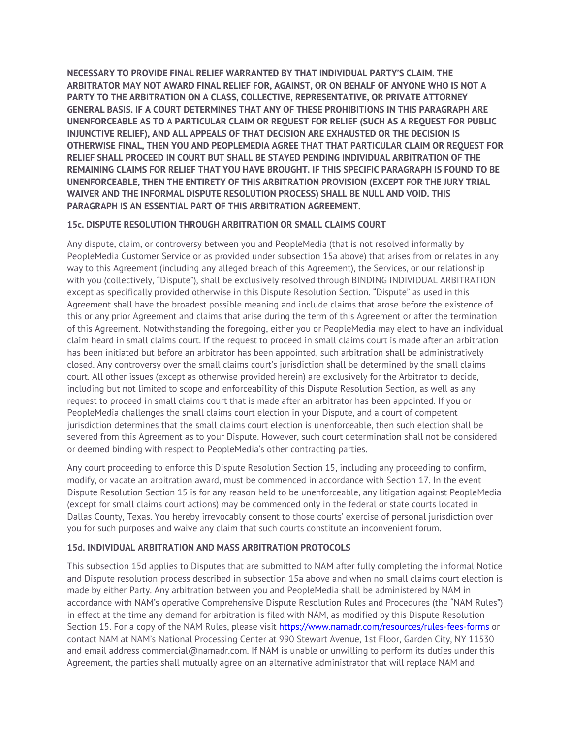**NECESSARY TO PROVIDE FINAL RELIEF WARRANTED BY THAT INDIVIDUAL PARTY'S CLAIM. THE ARBITRATOR MAY NOT AWARD FINAL RELIEF FOR, AGAINST, OR ON BEHALF OF ANYONE WHO IS NOT A PARTY TO THE ARBITRATION ON A CLASS, COLLECTIVE, REPRESENTATIVE, OR PRIVATE ATTORNEY GENERAL BASIS. IF A COURT DETERMINES THAT ANY OF THESE PROHIBITIONS IN THIS PARAGRAPH ARE UNENFORCEABLE AS TO A PARTICULAR CLAIM OR REQUEST FOR RELIEF (SUCH AS A REQUEST FOR PUBLIC INJUNCTIVE RELIEF), AND ALL APPEALS OF THAT DECISION ARE EXHAUSTED OR THE DECISION IS OTHERWISE FINAL, THEN YOU AND PEOPLEMEDIA AGREE THAT THAT PARTICULAR CLAIM OR REQUEST FOR RELIEF SHALL PROCEED IN COURT BUT SHALL BE STAYED PENDING INDIVIDUAL ARBITRATION OF THE REMAINING CLAIMS FOR RELIEF THAT YOU HAVE BROUGHT. IF THIS SPECIFIC PARAGRAPH IS FOUND TO BE UNENFORCEABLE, THEN THE ENTIRETY OF THIS ARBITRATION PROVISION (EXCEPT FOR THE JURY TRIAL WAIVER AND THE INFORMAL DISPUTE RESOLUTION PROCESS) SHALL BE NULL AND VOID. THIS PARAGRAPH IS AN ESSENTIAL PART OF THIS ARBITRATION AGREEMENT.**

**15c. DISPUTE RESOLUTION THROUGH ARBITRATION OR SMALL CLAIMS COURT**

Any dispute, claim, or controversy between you and PeopleMedia (that is not resolved informally by PeopleMedia Customer Service or as provided under subsection 15a above) that arises from or relates in any way to this Agreement (including any alleged breach of this Agreement), the Services, or our relationship with you (collectively, "Dispute"), shall be exclusively resolved through BINDING INDIVIDUAL ARBITRATION except as specifically provided otherwise in this Dispute Resolution Section. "Dispute" as used in this Agreement shall have the broadest possible meaning and include claims that arose before the existence of this or any prior Agreement and claims that arise during the term of this Agreement or after the termination of this Agreement. Notwithstanding the foregoing, either you or PeopleMedia may elect to have an individual claim heard in small claims court. If the request to proceed in small claims court is made after an arbitration has been initiated but before an arbitrator has been appointed, such arbitration shall be administratively closed. Any controversy over the small claims court's jurisdiction shall be determined by the small claims court. All other issues (except as otherwise provided herein) are exclusively for the Arbitrator to decide, including but not limited to scope and enforceability of this Dispute Resolution Section, as well as any request to proceed in small claims court that is made after an arbitrator has been appointed. If you or PeopleMedia challenges the small claims court election in your Dispute, and a court of competent jurisdiction determines that the small claims court election is unenforceable, then such election shall be severed from this Agreement as to your Dispute. However, such court determination shall not be considered or deemed binding with respect to PeopleMedia's other contracting parties.

Any court proceeding to enforce this Dispute Resolution Section 15, including any proceeding to confirm, modify, or vacate an arbitration award, must be commenced in accordance with Section 17. In the event Dispute Resolution Section 15 is for any reason held to be unenforceable, any litigation against PeopleMedia (except for small claims court actions) may be commenced only in the federal or state courts located in Dallas County, Texas. You hereby irrevocably consent to those courts' exercise of personal jurisdiction over you for such purposes and waive any claim that such courts constitute an inconvenient forum.

**15d. INDIVIDUAL ARBITRATION AND MASS ARBITRATION PROTOCOLS**

This subsection 15d applies to Disputes that are submitted to NAM after fully completing the informal Notice and Dispute resolution process described in subsection 15a above and when no small claims court election is made by either Party. Any arbitration between you and PeopleMedia shall be administered by NAM in accordance with NAM's operative Comprehensive Dispute Resolution Rules and Procedures (the "NAM Rules") in effect at the time any demand for arbitration is filed with NAM, as modified by this Dispute Resolution Section 15. For a copy of the NAM Rules, please visit https://www.namadr.com/resources/rules-fees-forms or contact NAM at NAM's National Processing Center at 990 Stewart Avenue, 1st Floor, Garden City, NY 11530 and email address commercial@namadr.com. If NAM is unable or unwilling to perform its duties under this Agreement, the parties shall mutually agree on an alternative administrator that will replace NAM and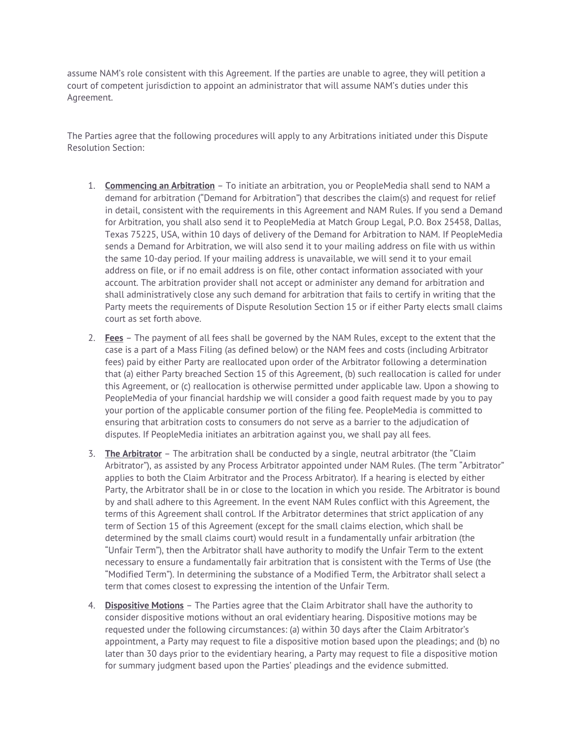assume NAM's role consistent with this Agreement. If the parties are unable to agree, they will petition a court of competent jurisdiction to appoint an administrator that will assume NAM's duties under this Agreement.

The Parties agree that the following procedures will apply to any Arbitrations initiated under this Dispute Resolution Section:

1. **Commencing an Arbitration** – To initiate an arbitration, you or PeopleMedia shall send to NAM a demand for arbitration ("Demand for Arbitration") that describes the claim(s) and request for relief in detail, consistent with the requirements in this Agreement and NAM Rules. If you send a Demand for Arbitration, you shall also send it to PeopleMedia at Match Group Legal, P.O. Box 25458, Dallas, Texas 75225, USA, within 10 days of delivery of the Demand for Arbitration to NAM. If PeopleMedia sends a Demand for Arbitration, we will also send it to your mailing address on file with us within the same 10-day period. If your mailing address is unavailable, we will send it to your email address on file, or if no email address is on file, other contact information associated with your account. The arbitration provider shall not accept or administer any demand for arbitration and shall administratively close any such demand for arbitration that fails to certify in writing that the Party meets the requirements of Dispute Resolution Section 15 or if either Party elects small claims court as set forth above.

2. **Fees** – The payment of all fees shall be governed by the NAM Rules, except to the extent that the case is a part of a Mass Filing (as defined below) or the NAM fees and costs (including Arbitrator fees) paid by either Party are reallocated upon order of the Arbitrator following a determination that (a) either Party breached Section 15 of this Agreement, (b) such reallocation is called for under this Agreement, or (c) reallocation is otherwise permitted under applicable law. Upon a showing to PeopleMedia of your financial hardship we will consider a good faith request made by you to pay your portion of the applicable consumer portion of the filing fee. PeopleMedia is committed to ensuring that arbitration costs to consumers do not serve as a barrier to the adjudication of disputes. If PeopleMedia initiates an arbitration against you, we shall pay all fees.

3. **The Arbitrator** – The arbitration shall be conducted by a single, neutral arbitrator (the "Claim Arbitrator"), as assisted by any Process Arbitrator appointed under NAM Rules. (The term "Arbitrator" applies to both the Claim Arbitrator and the Process Arbitrator). If a hearing is elected by either Party, the Arbitrator shall be in or close to the location in which you reside. The Arbitrator is bound by and shall adhere to this Agreement. In the event NAM Rules conflict with this Agreement, the terms of this Agreement shall control. If the Arbitrator determines that strict application of any term of Section 15 of this Agreement (except for the small claims election, which shall be determined by the small claims court) would result in a fundamentally unfair arbitration (the "Unfair Term"), then the Arbitrator shall have authority to modify the Unfair Term to the extent necessary to ensure a fundamentally fair arbitration that is consistent with the Terms of Use (the "Modified Term"). In determining the substance of a Modified Term, the Arbitrator shall select a term that comes closest to expressing the intention of the Unfair Term.

4. **Dispositive Motions** – The Parties agree that the Claim Arbitrator shall have the authority to consider dispositive motions without an oral evidentiary hearing. Dispositive motions may be requested under the following circumstances: (a) within 30 days after the Claim Arbitrator's appointment, a Party may request to file a dispositive motion based upon the pleadings; and (b) no later than 30 days prior to the evidentiary hearing, a Party may request to file a dispositive motion for summary judgment based upon the Parties' pleadings and the evidence submitted.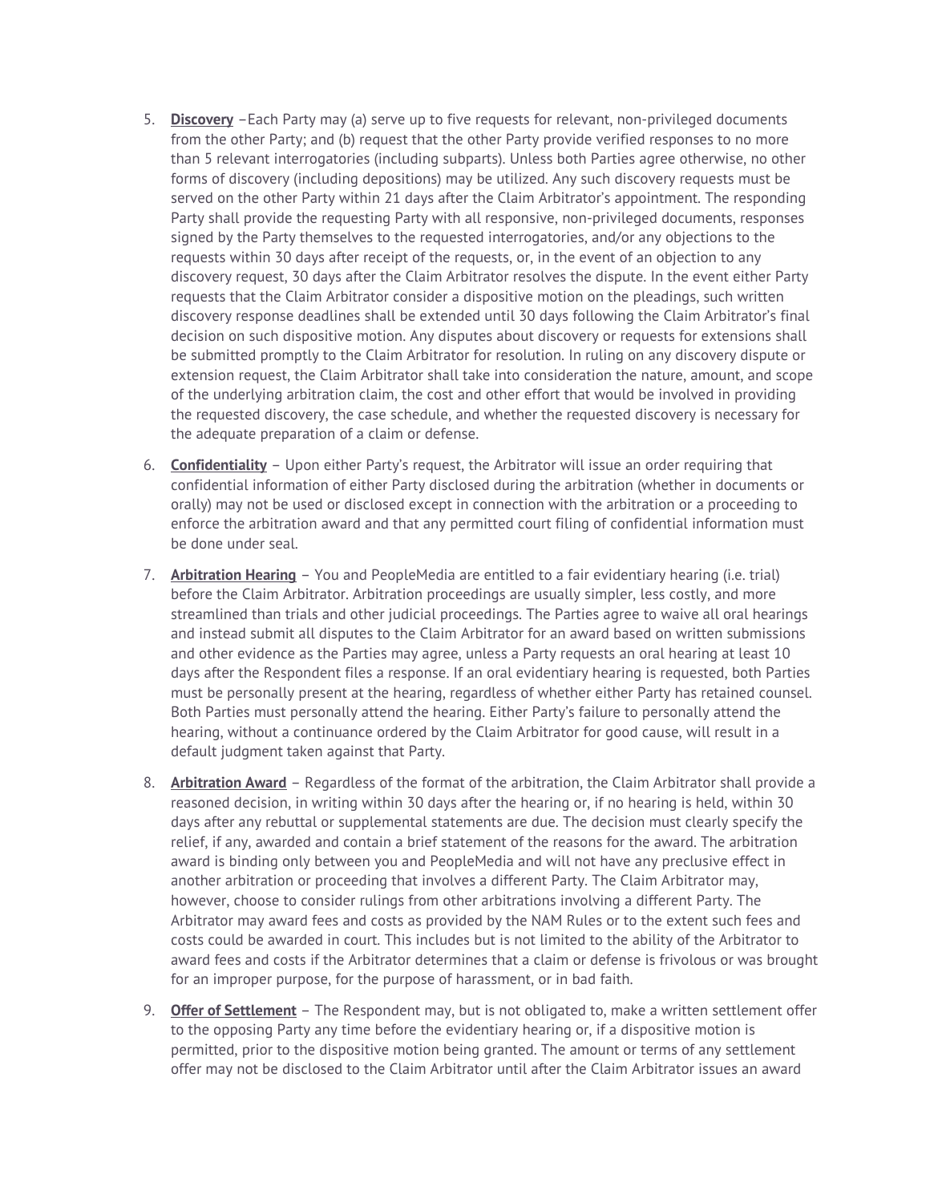5. **Discovery** –Each Party may (a) serve up to five requests for relevant, non-privileged documents from the other Party; and (b) request that the other Party provide verified responses to no more than 5 relevant interrogatories (including subparts). Unless both Parties agree otherwise, no other forms of discovery (including depositions) may be utilized. Any such discovery requests must be served on the other Party within 21 days after the Claim Arbitrator's appointment. The responding Party shall provide the requesting Party with all responsive, non-privileged documents, responses signed by the Party themselves to the requested interrogatories, and/or any objections to the requests within 30 days after receipt of the requests, or, in the event of an objection to any discovery request, 30 days after the Claim Arbitrator resolves the dispute. In the event either Party requests that the Claim Arbitrator consider a dispositive motion on the pleadings, such written discovery response deadlines shall be extended until 30 days following the Claim Arbitrator's final decision on such dispositive motion. Any disputes about discovery or requests for extensions shall be submitted promptly to the Claim Arbitrator for resolution. In ruling on any discovery dispute or extension request, the Claim Arbitrator shall take into consideration the nature, amount, and scope of the underlying arbitration claim, the cost and other effort that would be involved in providing the requested discovery, the case schedule, and whether the requested discovery is necessary for the adequate preparation of a claim or defense.

6. **Confidentiality** – Upon either Party's request, the Arbitrator will issue an order requiring that confidential information of either Party disclosed during the arbitration (whether in documents or orally) may not be used or disclosed except in connection with the arbitration or a proceeding to enforce the arbitration award and that any permitted court filing of confidential information must be done under seal.

7. **Arbitration Hearing** – You and PeopleMedia are entitled to a fair evidentiary hearing (i.e. trial) before the Claim Arbitrator. Arbitration proceedings are usually simpler, less costly, and more streamlined than trials and other judicial proceedings. The Parties agree to waive all oral hearings and instead submit all disputes to the Claim Arbitrator for an award based on written submissions and other evidence as the Parties may agree, unless a Party requests an oral hearing at least 10 days after the Respondent files a response. If an oral evidentiary hearing is requested, both Parties must be personally present at the hearing, regardless of whether either Party has retained counsel. Both Parties must personally attend the hearing. Either Party's failure to personally attend the hearing, without a continuance ordered by the Claim Arbitrator for good cause, will result in a default judgment taken against that Party.

8. **Arbitration Award** – Regardless of the format of the arbitration, the Claim Arbitrator shall provide a reasoned decision, in writing within 30 days after the hearing or, if no hearing is held, within 30 days after any rebuttal or supplemental statements are due. The decision must clearly specify the relief, if any, awarded and contain a brief statement of the reasons for the award. The arbitration award is binding only between you and PeopleMedia and will not have any preclusive effect in another arbitration or proceeding that involves a different Party. The Claim Arbitrator may, however, choose to consider rulings from other arbitrations involving a different Party. The Arbitrator may award fees and costs as provided by the NAM Rules or to the extent such fees and costs could be awarded in court. This includes but is not limited to the ability of the Arbitrator to award fees and costs if the Arbitrator determines that a claim or defense is frivolous or was brought for an improper purpose, for the purpose of harassment, or in bad faith.

9. **Offer of Settlement** – The Respondent may, but is not obligated to, make a written settlement offer to the opposing Party any time before the evidentiary hearing or, if a dispositive motion is permitted, prior to the dispositive motion being granted. The amount or terms of any settlement offer may not be disclosed to the Claim Arbitrator until after the Claim Arbitrator issues an award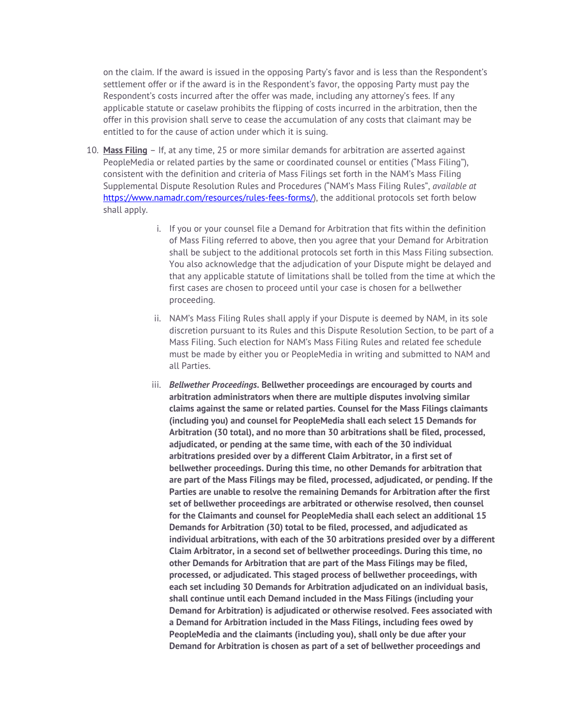on the claim. If the award is issued in the opposing Party's favor and is less than the Respondent's settlement offer or if the award is in the Respondent's favor, the opposing Party must pay the Respondent's costs incurred after the offer was made, including any attorney's fees. If any applicable statute or caselaw prohibits the flipping of costs incurred in the arbitration, then the offer in this provision shall serve to cease the accumulation of any costs that claimant may be entitled to for the cause of action under which it is suing.

10. **Mass Filing** – If, at any time, 25 or more similar demands for arbitration are asserted against PeopleMedia or related parties by the same or coordinated counsel or entities ("Mass Filing"), consistent with the definition and criteria of Mass Filings set forth in the NAM's Mass Filing Supplemental Dispute Resolution Rules and Procedures ("NAM's Mass Filing Rules", *available at* [https://www.namadr.com/resources/rules-fees-forms/](https://www.namadr.com/resources/rules-fees-forms/)), the additional protocols set forth below shall apply.

    i. If you or your counsel file a Demand for Arbitration that fits within the definition of Mass Filing referred to above, then you agree that your Demand for Arbitration shall be subject to the additional protocols set forth in this Mass Filing subsection. You also acknowledge that the adjudication of your Dispute might be delayed and that any applicable statute of limitations shall be tolled from the time at which the first cases are chosen to proceed until your case is chosen for a bellwether proceeding.

    ii. NAM's Mass Filing Rules shall apply if your Dispute is deemed by NAM, in its sole discretion pursuant to its Rules and this Dispute Resolution Section, to be part of a Mass Filing. Such election for NAM's Mass Filing Rules and related fee schedule must be made by either you or PeopleMedia in writing and submitted to NAM and all Parties.

    iii. ***Bellwether Proceedings*. Bellwether proceedings are encouraged by courts and arbitration administrators when there are multiple disputes involving similar claims against the same or related parties. Counsel for the Mass Filings claimants (including you) and counsel for PeopleMedia shall each select 15 Demands for Arbitration (30 total), and no more than 30 arbitrations shall be filed, processed, adjudicated, or pending at the same time, with each of the 30 individual arbitrations presided over by a different Claim Arbitrator, in a first set of bellwether proceedings. During this time, no other Demands for arbitration that are part of the Mass Filings may be filed, processed, adjudicated, or pending. If the Parties are unable to resolve the remaining Demands for Arbitration after the first set of bellwether proceedings are arbitrated or otherwise resolved, then counsel for the Claimants and counsel for PeopleMedia shall each select an additional 15 Demands for Arbitration (30) total to be filed, processed, and adjudicated as individual arbitrations, with each of the 30 arbitrations presided over by a different Claim Arbitrator, in a second set of bellwether proceedings. During this time, no other Demands for Arbitration that are part of the Mass Filings may be filed, processed, or adjudicated. This staged process of bellwether proceedings, with each set including 30 Demands for Arbitration adjudicated on an individual basis, shall continue until each Demand included in the Mass Filings (including your Demand for Arbitration) is adjudicated or otherwise resolved. Fees associated with a Demand for Arbitration included in the Mass Filings, including fees owed by PeopleMedia and the claimants (including you), shall only be due after your Demand for Arbitration is chosen as part of a set of bellwether proceedings and**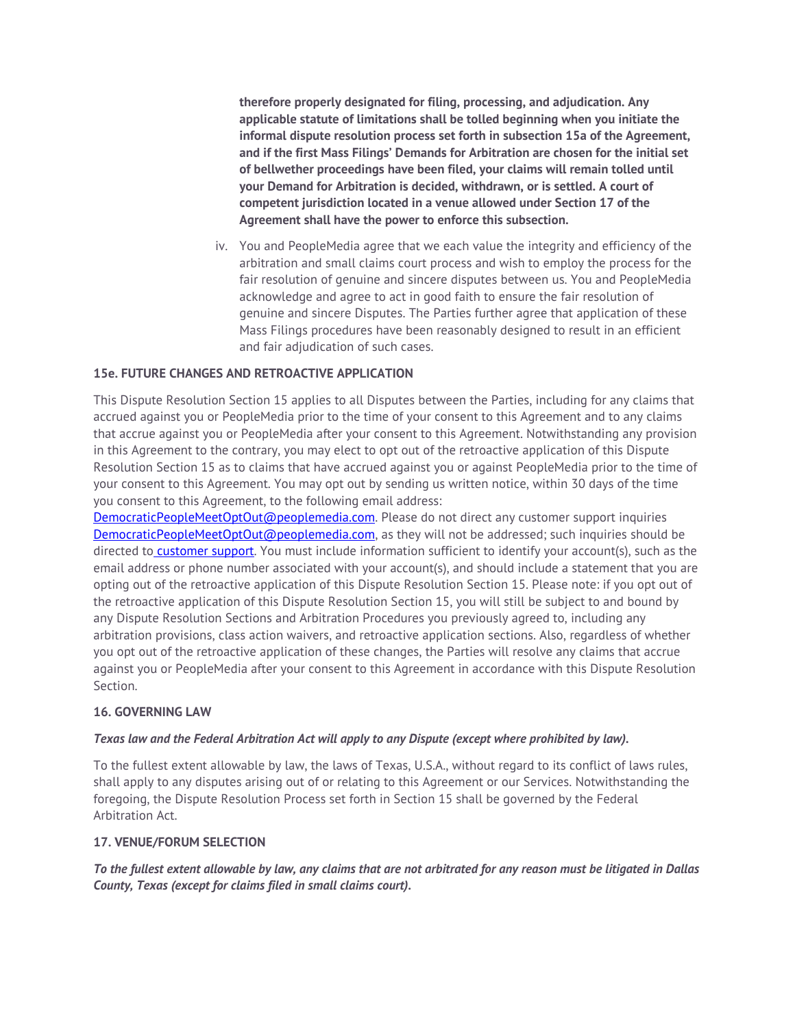**therefore properly designated for filing, processing, and adjudication. Any applicable statute of limitations shall be tolled beginning when you initiate the informal dispute resolution process set forth in subsection 15a of the Agreement, and if the first Mass Filings' Demands for Arbitration are chosen for the initial set of bellwether proceedings have been filed, your claims will remain tolled until your Demand for Arbitration is decided, withdrawn, or is settled. A court of competent jurisdiction located in a venue allowed under Section 17 of the Agreement shall have the power to enforce this subsection.**

iv. You and PeopleMedia agree that we each value the integrity and efficiency of the arbitration and small claims court process and wish to employ the process for the fair resolution of genuine and sincere disputes between us. You and PeopleMedia acknowledge and agree to act in good faith to ensure the fair resolution of genuine and sincere Disputes. The Parties further agree that application of these Mass Filings procedures have been reasonably designed to result in an efficient and fair adjudication of such cases.

**15e. FUTURE CHANGES AND RETROACTIVE APPLICATION**

This Dispute Resolution Section 15 applies to all Disputes between the Parties, including for any claims that accrued against you or PeopleMedia prior to the time of your consent to this Agreement and to any claims that accrue against you or PeopleMedia after your consent to this Agreement. Notwithstanding any provision in this Agreement to the contrary, you may elect to opt out of the retroactive application of this Dispute Resolution Section 15 as to claims that have accrued against you or against PeopleMedia prior to the time of your consent to this Agreement. You may opt out by sending us written notice, within 30 days of the time you consent to this Agreement, to the following email address: DemocraticPeopleMeetOptOut@peoplemedia.com. Please do not direct any customer support inquiries DemocraticPeopleMeetOptOut@peoplemedia.com, as they will not be addressed; such inquiries should be directed to customer support. You must include information sufficient to identify your account(s), such as the email address or phone number associated with your account(s), and should include a statement that you are opting out of the retroactive application of this Dispute Resolution Section 15. Please note: if you opt out of the retroactive application of this Dispute Resolution Section 15, you will still be subject to and bound by any Dispute Resolution Sections and Arbitration Procedures you previously agreed to, including any arbitration provisions, class action waivers, and retroactive application sections. Also, regardless of whether you opt out of the retroactive application of these changes, the Parties will resolve any claims that accrue against you or PeopleMedia after your consent to this Agreement in accordance with this Dispute Resolution Section.

**16. GOVERNING LAW**

***Texas law and the Federal Arbitration Act will apply to any Dispute (except where prohibited by law).***

To the fullest extent allowable by law, the laws of Texas, U.S.A., without regard to its conflict of laws rules, shall apply to any disputes arising out of or relating to this Agreement or our Services. Notwithstanding the foregoing, the Dispute Resolution Process set forth in Section 15 shall be governed by the Federal Arbitration Act.

**17. VENUE/FORUM SELECTION**

***To the fullest extent allowable by law, any claims that are not arbitrated for any reason must be litigated in Dallas County, Texas (except for claims filed in small claims court).***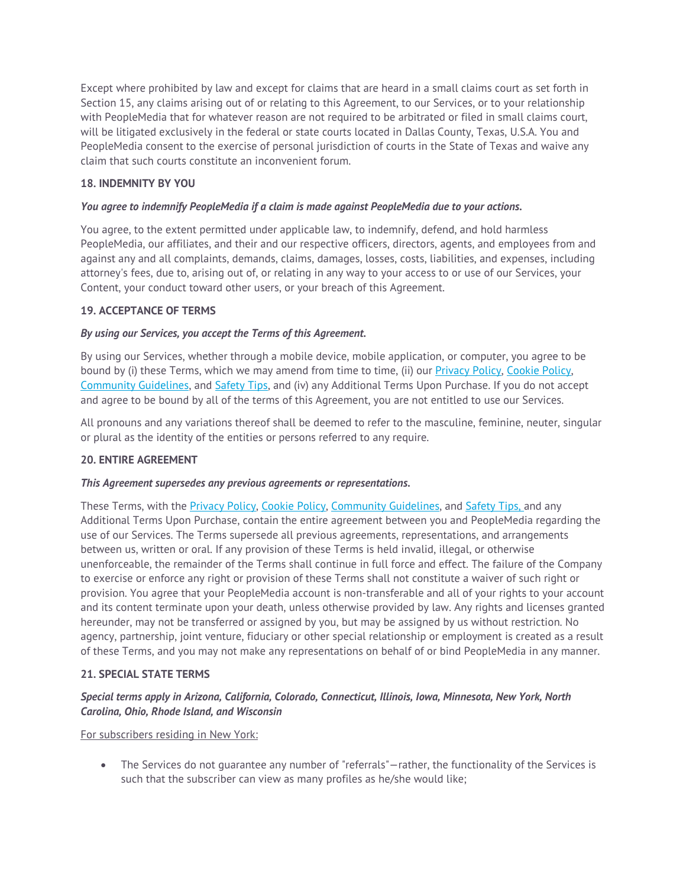Except where prohibited by law and except for claims that are heard in a small claims court as set forth in Section 15, any claims arising out of or relating to this Agreement, to our Services, or to your relationship with PeopleMedia that for whatever reason are not required to be arbitrated or filed in small claims court, will be litigated exclusively in the federal or state courts located in Dallas County, Texas, U.S.A. You and PeopleMedia consent to the exercise of personal jurisdiction of courts in the State of Texas and waive any claim that such courts constitute an inconvenient forum.

**18. INDEMNITY BY YOU**

***You agree to indemnify PeopleMedia if a claim is made against PeopleMedia due to your actions.***

You agree, to the extent permitted under applicable law, to indemnify, defend, and hold harmless PeopleMedia, our affiliates, and their and our respective officers, directors, agents, and employees from and against any and all complaints, demands, claims, damages, losses, costs, liabilities, and expenses, including attorney's fees, due to, arising out of, or relating in any way to your access to or use of our Services, your Content, your conduct toward other users, or your breach of this Agreement.

**19. ACCEPTANCE OF TERMS**

***By using our Services, you accept the Terms of this Agreement.***

By using our Services, whether through a mobile device, mobile application, or computer, you agree to be bound by (i) these Terms, which we may amend from time to time, (ii) our Privacy Policy, Cookie Policy, Community Guidelines, and Safety Tips, and (iv) any Additional Terms Upon Purchase. If you do not accept and agree to be bound by all of the terms of this Agreement, you are not entitled to use our Services.

All pronouns and any variations thereof shall be deemed to refer to the masculine, feminine, neuter, singular or plural as the identity of the entities or persons referred to any require.

**20. ENTIRE AGREEMENT**

***This Agreement supersedes any previous agreements or representations.***

These Terms, with the Privacy Policy, Cookie Policy, Community Guidelines, and Safety Tips, and any Additional Terms Upon Purchase, contain the entire agreement between you and PeopleMedia regarding the use of our Services. The Terms supersede all previous agreements, representations, and arrangements between us, written or oral. If any provision of these Terms is held invalid, illegal, or otherwise unenforceable, the remainder of the Terms shall continue in full force and effect. The failure of the Company to exercise or enforce any right or provision of these Terms shall not constitute a waiver of such right or provision. You agree that your PeopleMedia account is non-transferable and all of your rights to your account and its content terminate upon your death, unless otherwise provided by law. Any rights and licenses granted hereunder, may not be transferred or assigned by you, but may be assigned by us without restriction. No agency, partnership, joint venture, fiduciary or other special relationship or employment is created as a result of these Terms, and you may not make any representations on behalf of or bind PeopleMedia in any manner.

**21. SPECIAL STATE TERMS**

***Special terms apply in Arizona, California, Colorado, Connecticut, Illinois, Iowa, Minnesota, New York, North Carolina, Ohio, Rhode Island, and Wisconsin***

For subscribers residing in New York:

- The Services do not guarantee any number of "referrals"—rather, the functionality of the Services is such that the subscriber can view as many profiles as he/she would like;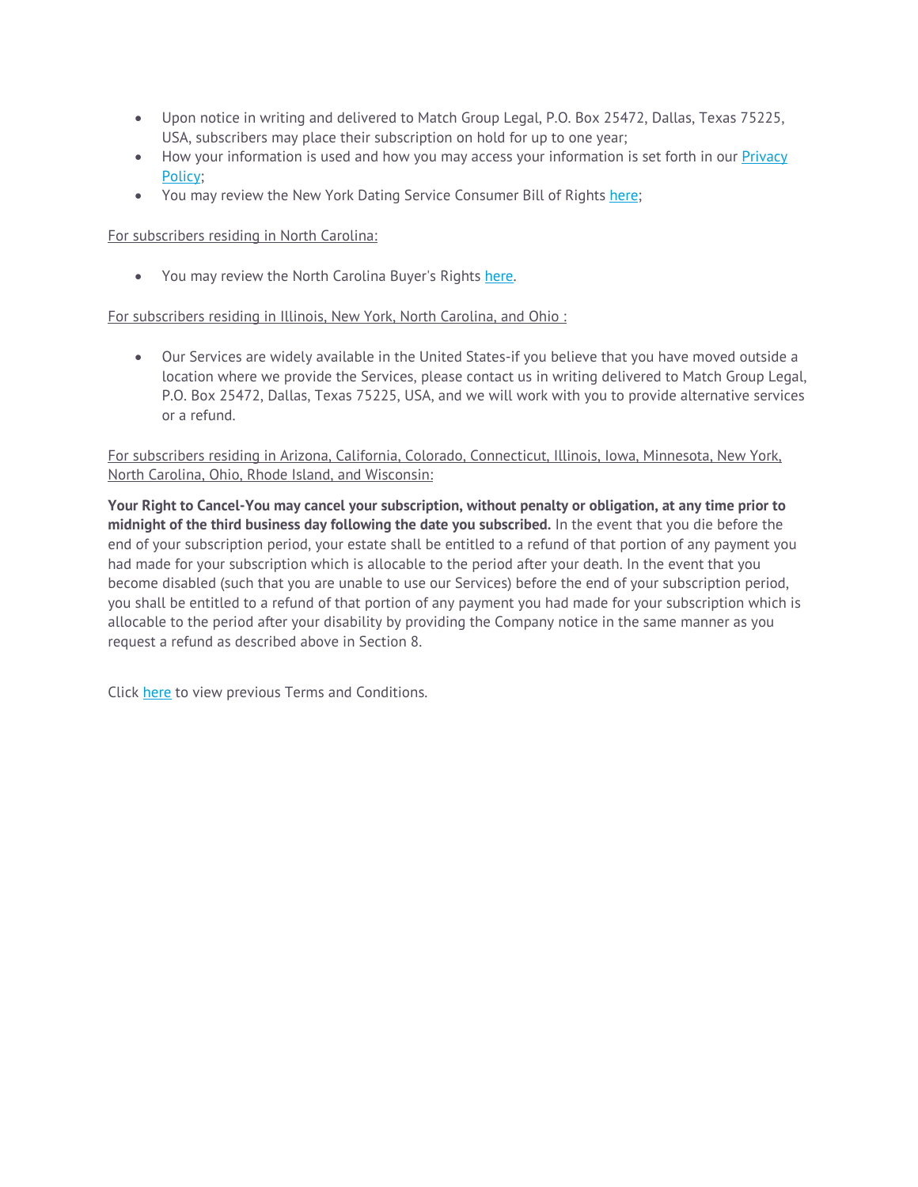- Upon notice in writing and delivered to Match Group Legal, P.O. Box 25472, Dallas, Texas 75225, USA, subscribers may place their subscription on hold for up to one year;
- How your information is used and how you may access your information is set forth in our Privacy Policy;
- You may review the New York Dating Service Consumer Bill of Rights here;

For subscribers residing in North Carolina:

- You may review the North Carolina Buyer's Rights here.

For subscribers residing in Illinois, New York, North Carolina, and Ohio :

- Our Services are widely available in the United States-if you believe that you have moved outside a location where we provide the Services, please contact us in writing delivered to Match Group Legal, P.O. Box 25472, Dallas, Texas 75225, USA, and we will work with you to provide alternative services or a refund.

For subscribers residing in Arizona, California, Colorado, Connecticut, Illinois, Iowa, Minnesota, New York, North Carolina, Ohio, Rhode Island, and Wisconsin:

**Your Right to Cancel-You may cancel your subscription, without penalty or obligation, at any time prior to midnight of the third business day following the date you subscribed.** In the event that you die before the end of your subscription period, your estate shall be entitled to a refund of that portion of any payment you had made for your subscription which is allocable to the period after your death. In the event that you become disabled (such that you are unable to use our Services) before the end of your subscription period, you shall be entitled to a refund of that portion of any payment you had made for your subscription which is allocable to the period after your disability by providing the Company notice in the same manner as you request a refund as described above in Section 8.

Click here to view previous Terms and Conditions.